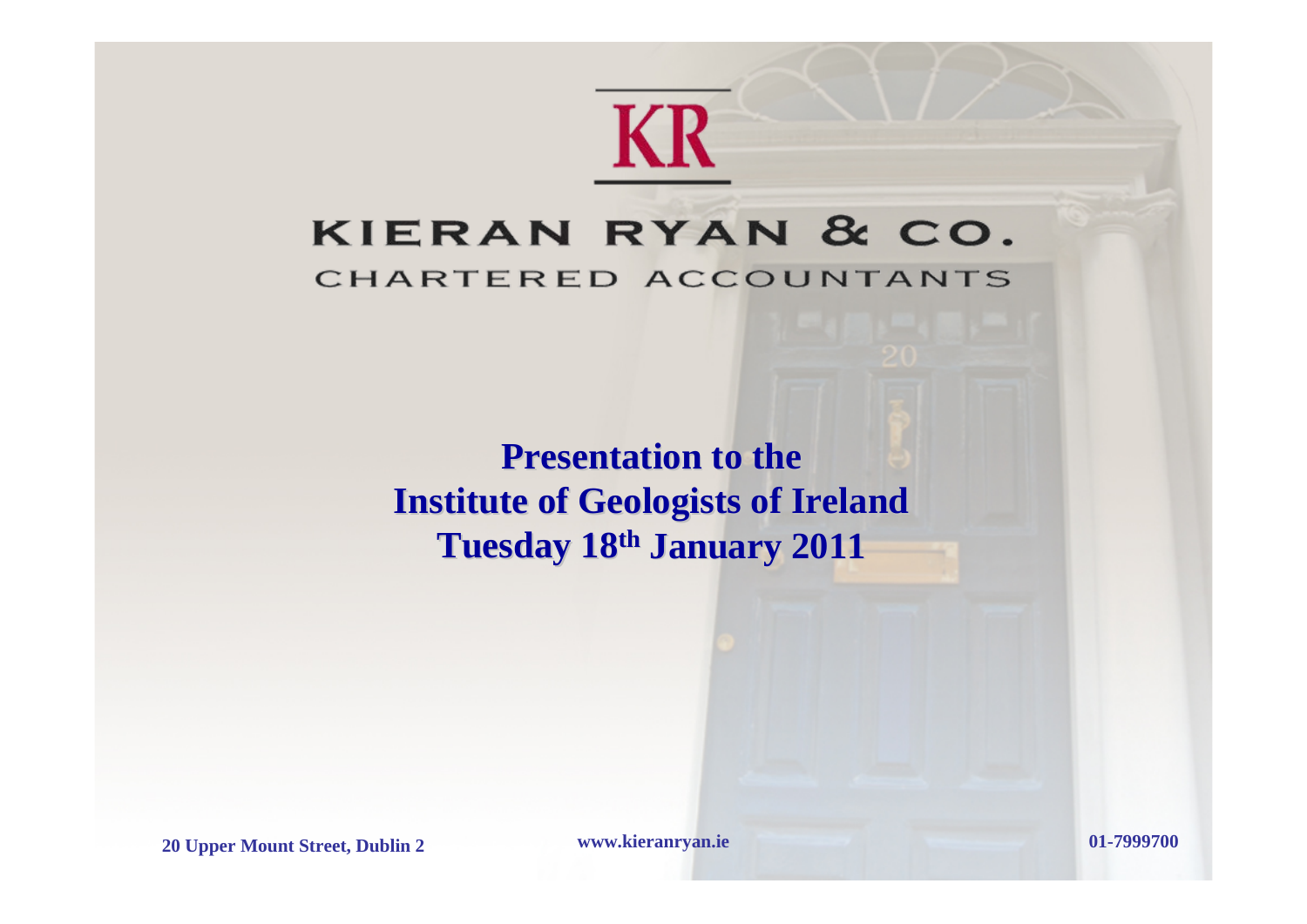KR

# KIERAN RYAN & CO.

CHARTERED ACCOUNTANTS

## Presentation to the Institute of Geologists of Ireland Tuesday 18th January 2011

**20 Upper Mount Street, Dublin 2** **www.kieranryan.ie** **01-7999700**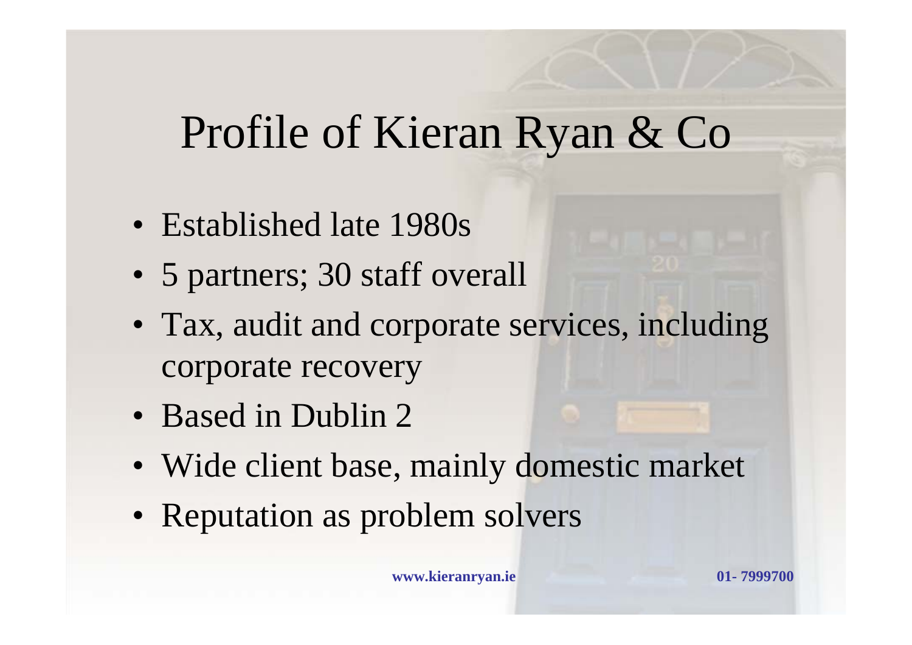# Profile of Kieran Ryan & Co

- Established late 1980s
- 5 partners; 30 staff overall
- Tax, audit and corporate services, including corporate recovery
- Based in Dublin 2
- Wide client base, mainly domestic market
- Reputation as problem solvers

**www.kieranryan.ie** **01- 7999700**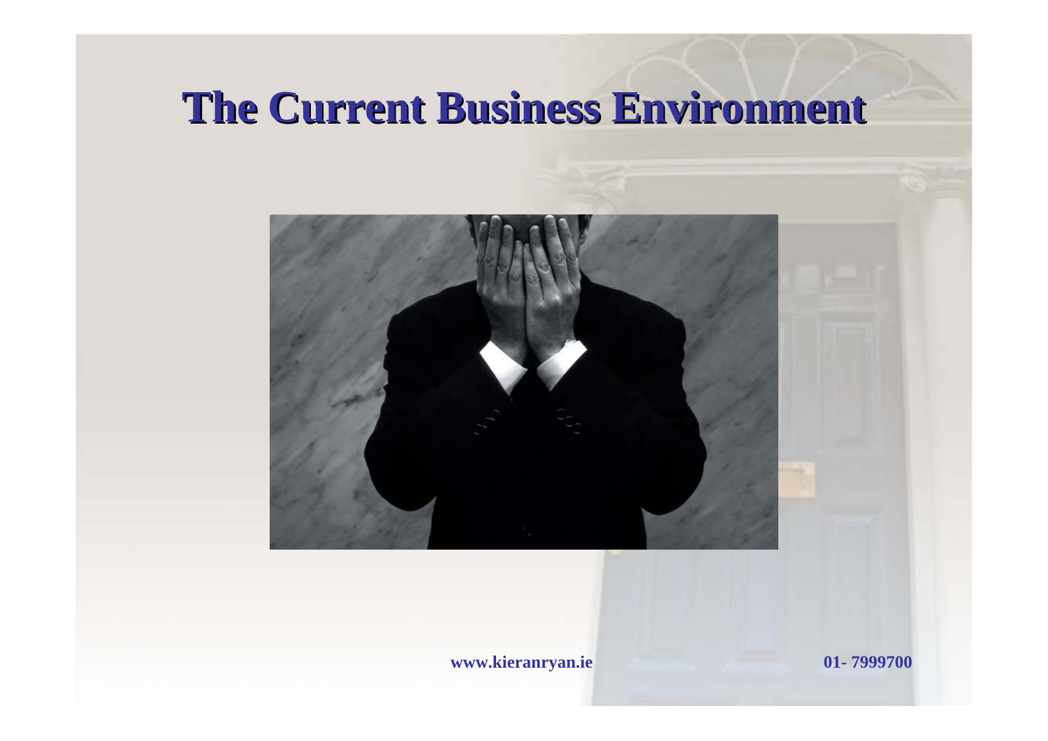# The Current Business Environment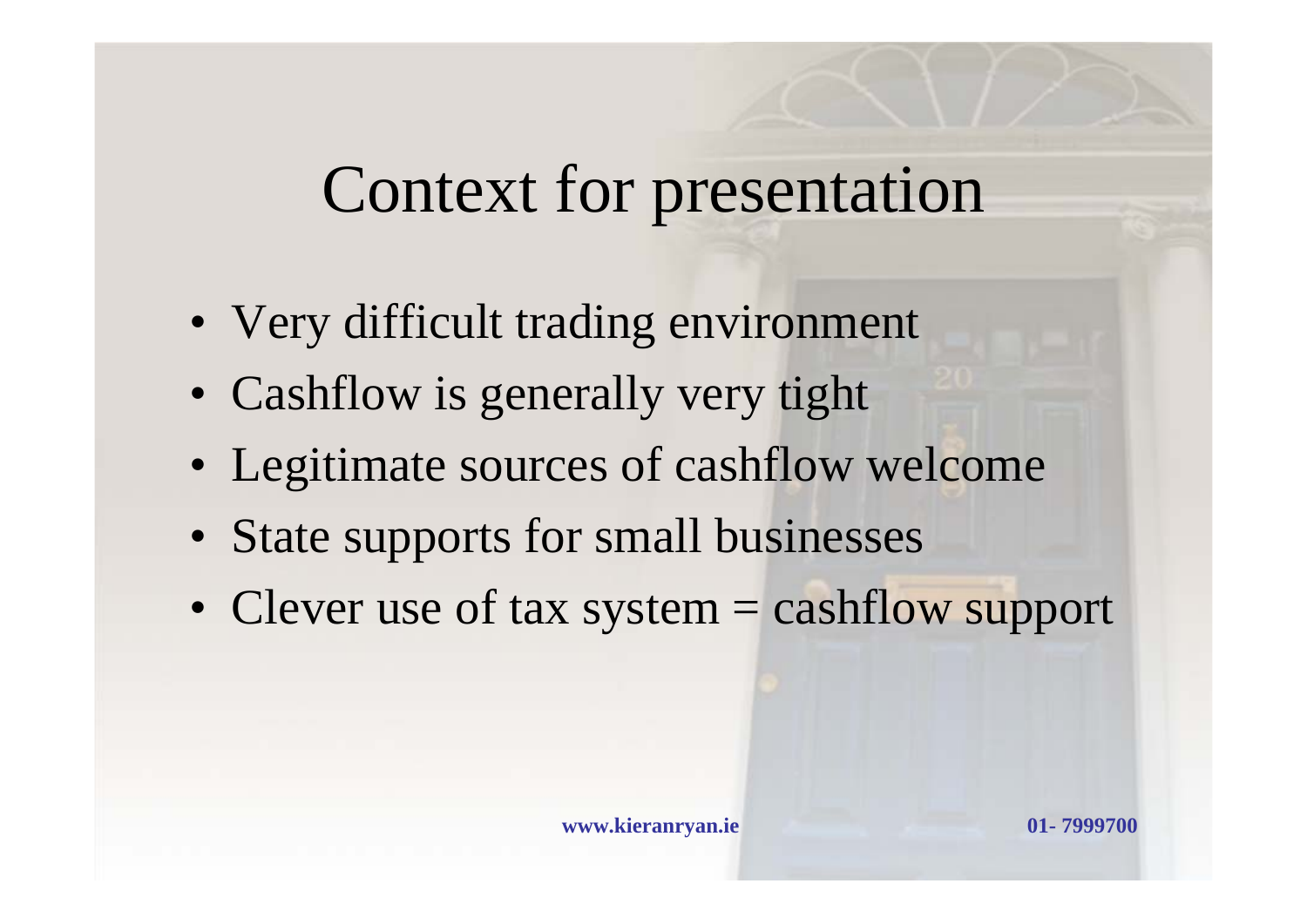# Context for presentation

- Very difficult trading environment
- Cashflow is generally very tight
- Legitimate sources of cashflow welcome
- State supports for small businesses
- Clever use of tax system = cashflow support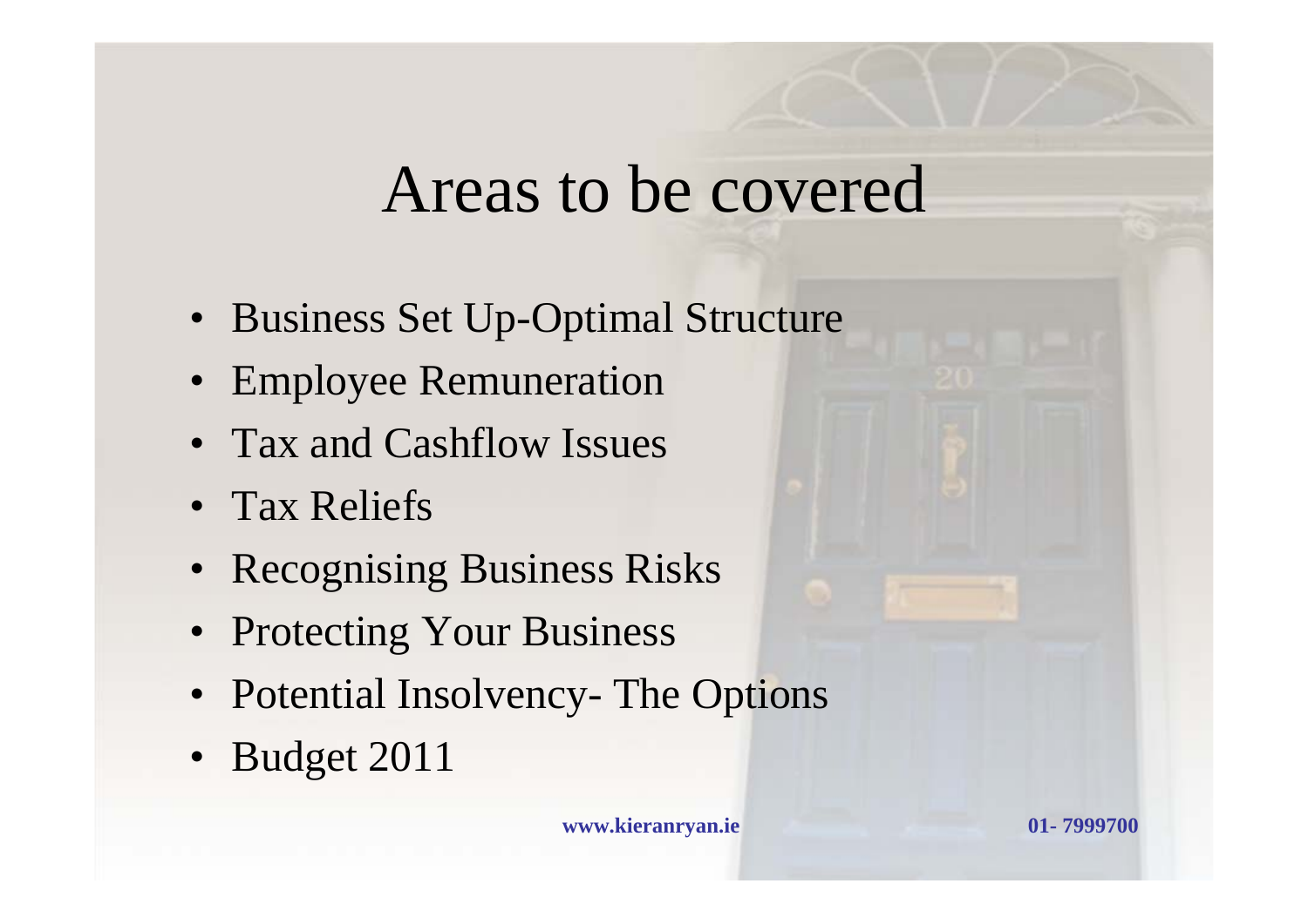# Areas to be covered

- Business Set Up-Optimal Structure
- Employee Remuneration
- Tax and Cashflow Issues
- Tax Reliefs
- Recognising Business Risks
- Protecting Your Business
- Potential Insolvency- The Options
- Budget 2011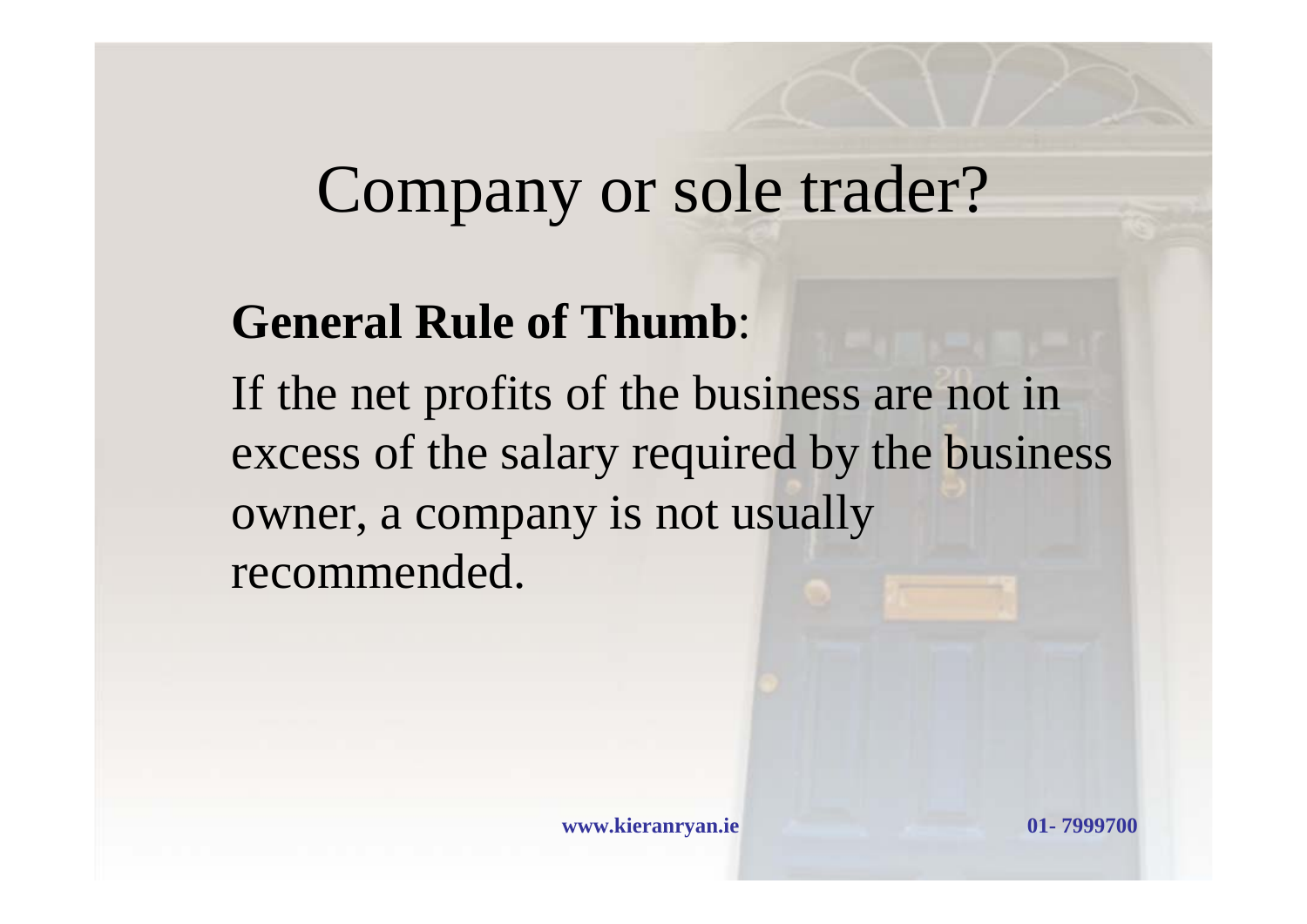# Company or sole trader?

**General Rule of Thumb**:

If the net profits of the business are not in excess of the salary required by the business owner, a company is not usually recommended.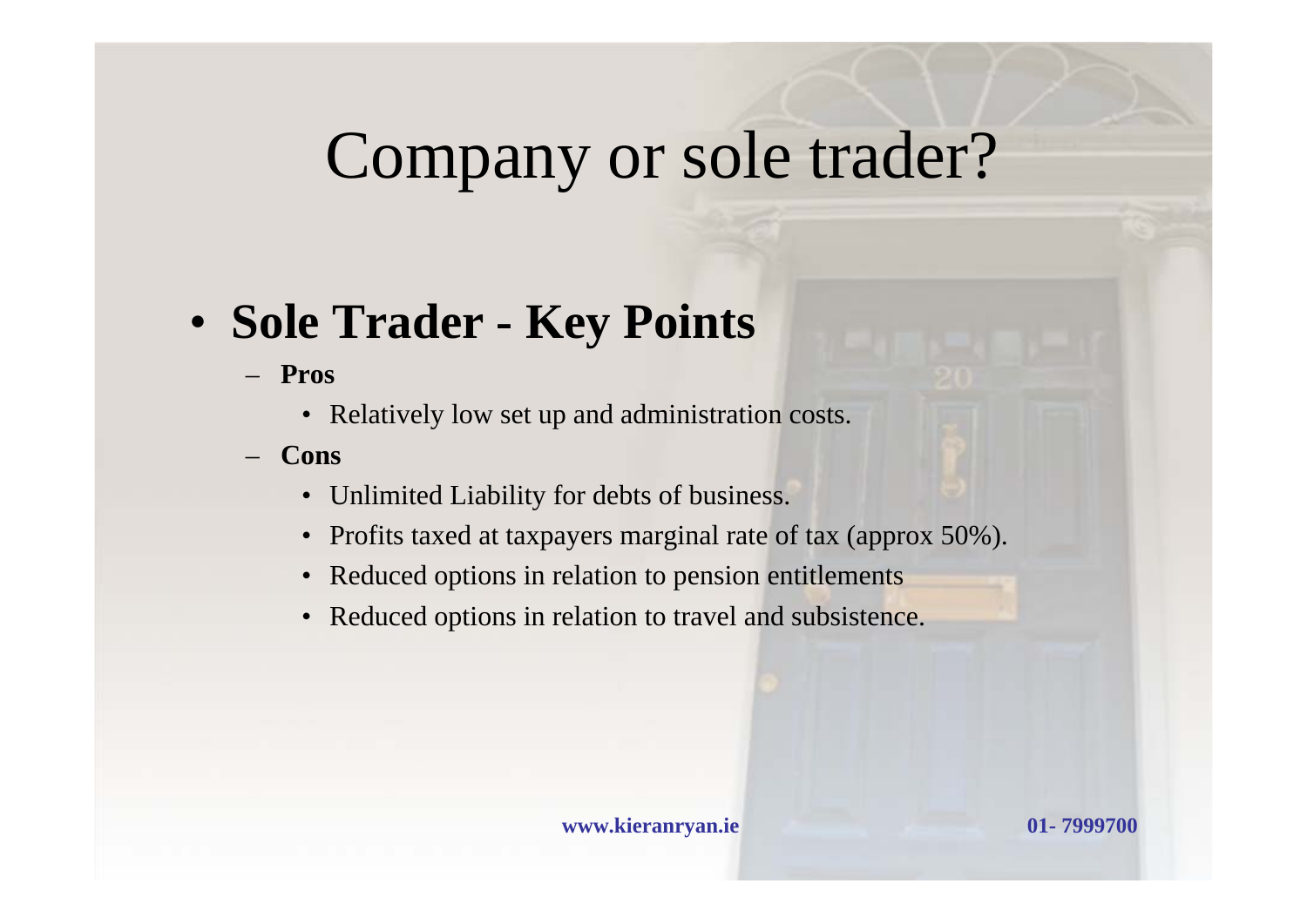# Company or sole trader?

- **Sole Trader - Key Points**
  - **Pros**
    - Relatively low set up and administration costs.
  - **Cons**
    - Unlimited Liability for debts of business.
    - Profits taxed at taxpayers marginal rate of tax (approx 50%).
    - Reduced options in relation to pension entitlements
    - Reduced options in relation to travel and subsistence.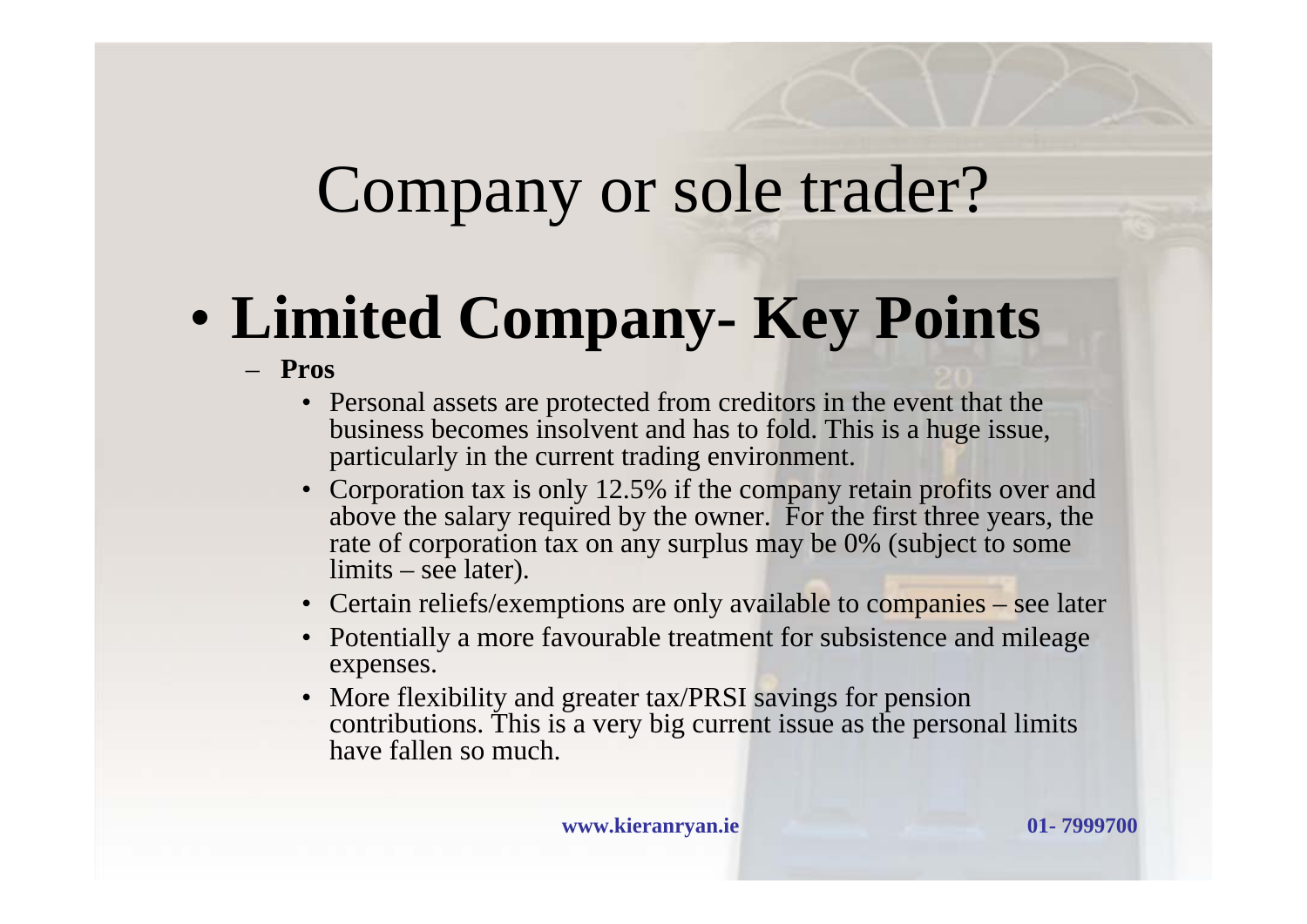# Company or sole trader?

- **Limited Company- Key Points**
  - **Pros**
    - Personal assets are protected from creditors in the event that the business becomes insolvent and has to fold. This is a huge issue, particularly in the current trading environment.
    - Corporation tax is only 12.5% if the company retain profits over and above the salary required by the owner. For the first three years, the rate of corporation tax on any surplus may be 0% (subject to some limits – see later).
    - Certain reliefs/exemptions are only available to companies – see later
    - Potentially a more favourable treatment for subsistence and mileage expenses.
    - More flexibility and greater tax/PRSI savings for pension contributions. This is a very big current issue as the personal limits have fallen so much.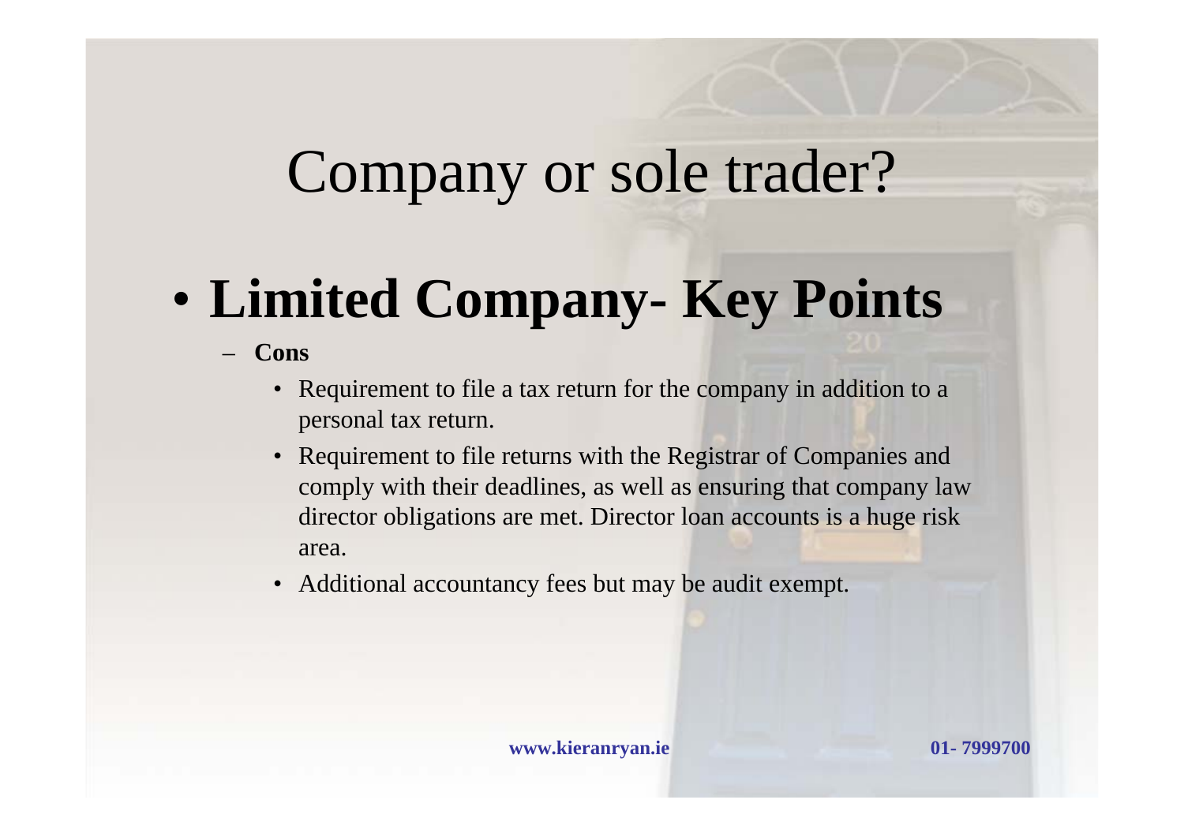# Company or sole trader?

- **Limited Company- Key Points**
  - **Cons**
    - Requirement to file a tax return for the company in addition to a personal tax return.
    - Requirement to file returns with the Registrar of Companies and comply with their deadlines, as well as ensuring that company law director obligations are met. Director loan accounts is a huge risk area.
    - Additional accountancy fees but may be audit exempt.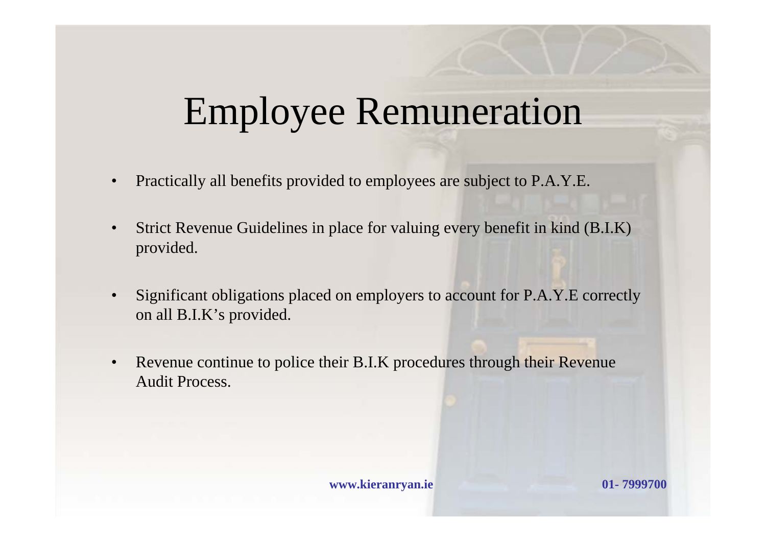# Employee Remuneration

- Practically all benefits provided to employees are subject to P.A.Y.E.
- Strict Revenue Guidelines in place for valuing every benefit in kind (B.I.K) provided.
- Significant obligations placed on employers to account for P.A.Y.E correctly on all B.I.K's provided.
- Revenue continue to police their B.I.K procedures through their Revenue Audit Process.

**www.kieranryan.ie** **01- 7999700**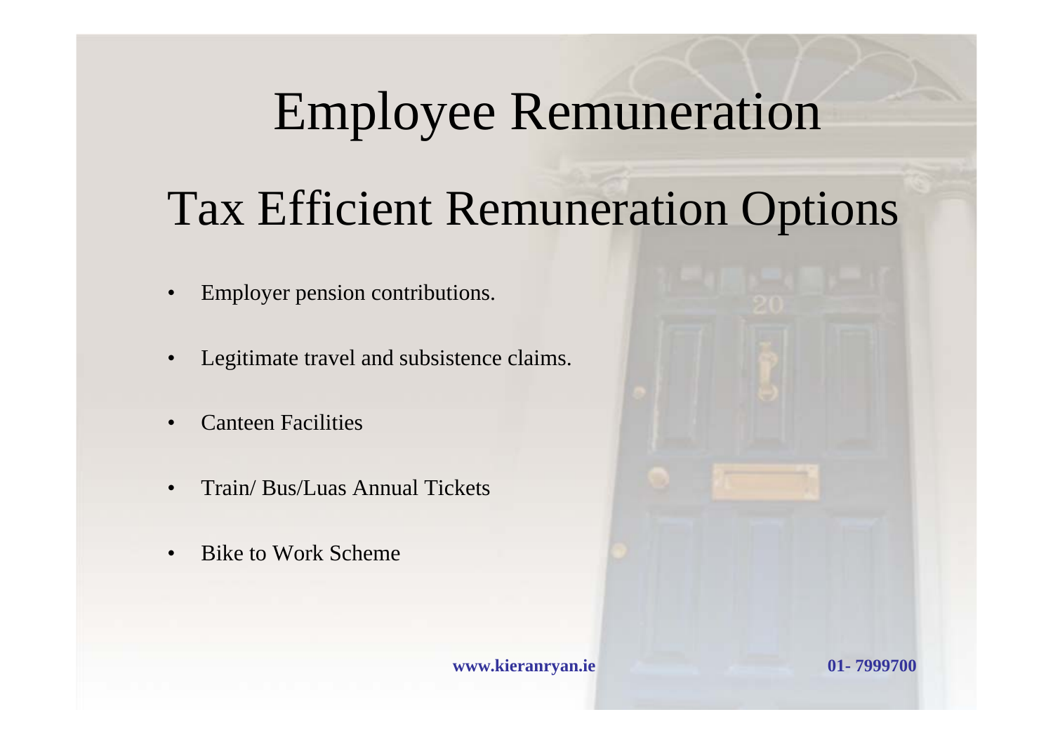# Employee Remuneration

## Tax Efficient Remuneration Options

- Employer pension contributions.
- Legitimate travel and subsistence claims.
- Canteen Facilities
- Train/ Bus/Luas Annual Tickets
- Bike to Work Scheme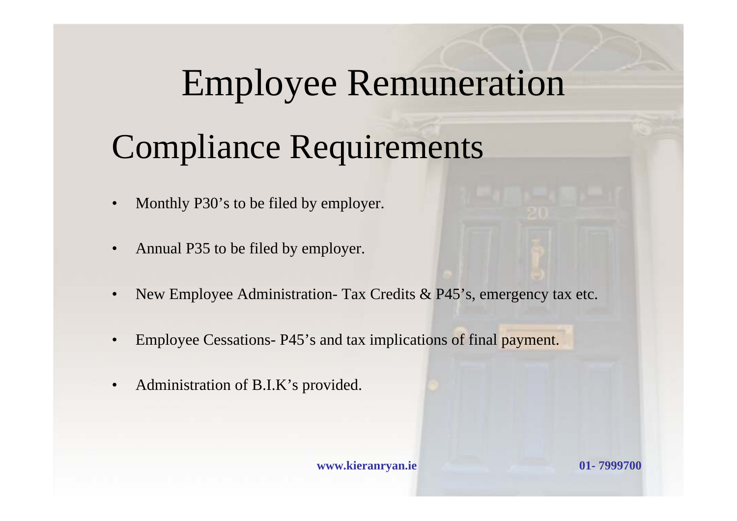# Employee Remuneration

## Compliance Requirements

- Monthly P30's to be filed by employer.
- Annual P35 to be filed by employer.
- New Employee Administration- Tax Credits & P45's, emergency tax etc.
- Employee Cessations- P45's and tax implications of final payment.
- Administration of B.I.K's provided.

**www.kieranryan.ie** **01- 7999700**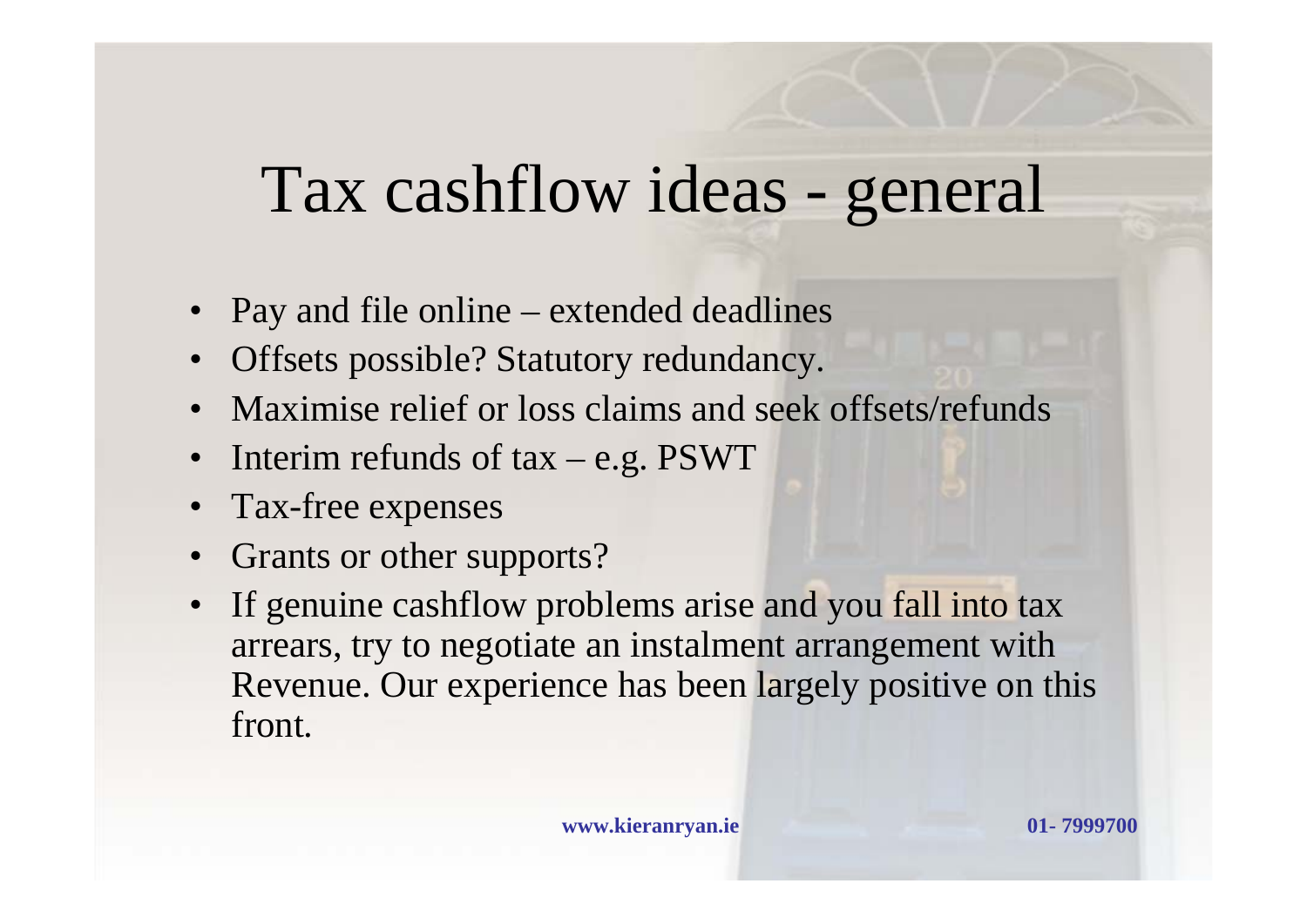# Tax cashflow ideas - general

- Pay and file online – extended deadlines
- Offsets possible? Statutory redundancy.
- Maximise relief or loss claims and seek offsets/refunds
- Interim refunds of tax – e.g. PSWT
- Tax-free expenses
- Grants or other supports?
- If genuine cashflow problems arise and you fall into tax arrears, try to negotiate an instalment arrangement with Revenue. Our experience has been largely positive on this front.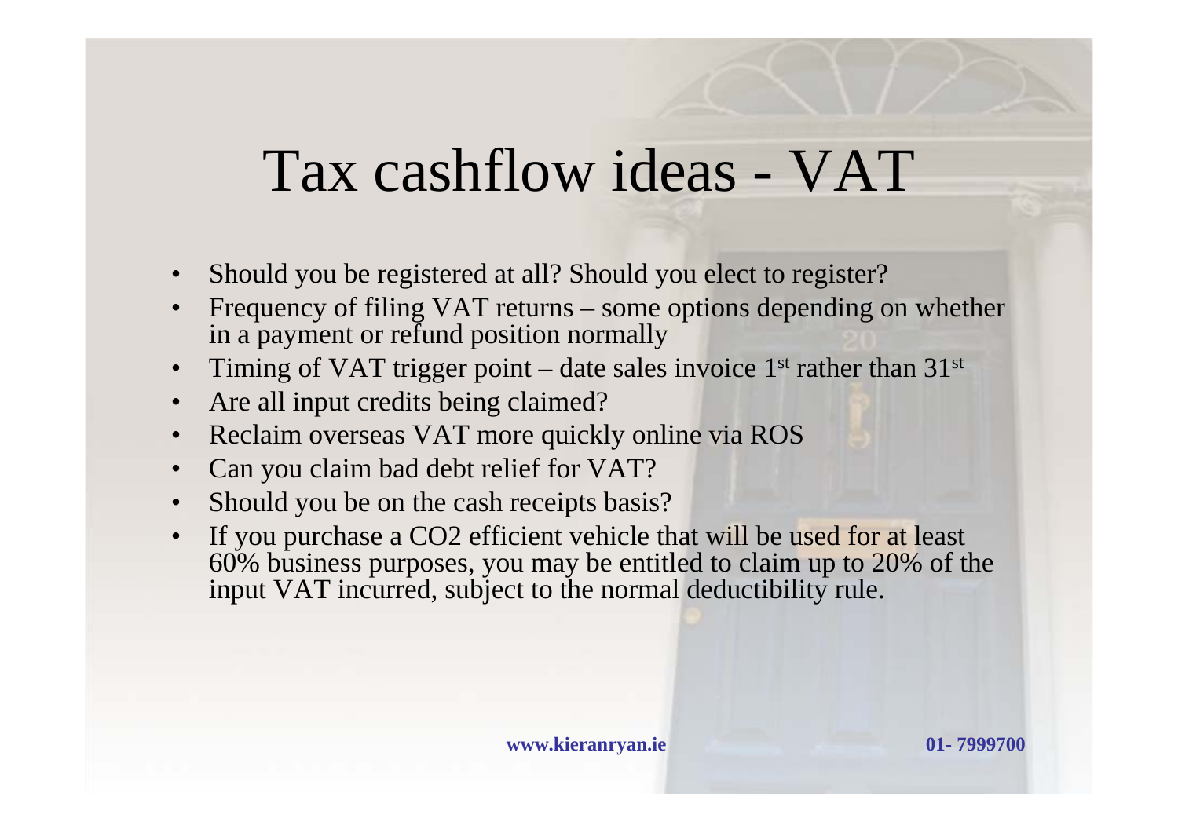# Tax cashflow ideas - VAT

- Should you be registered at all? Should you elect to register?
- Frequency of filing VAT returns – some options depending on whether in a payment or refund position normally
- Timing of VAT trigger point – date sales invoice 1st rather than 31st
- Are all input credits being claimed?
- Reclaim overseas VAT more quickly online via ROS
- Can you claim bad debt relief for VAT?
- Should you be on the cash receipts basis?
- If you purchase a $CO_2$ efficient vehicle that will be used for at least 60% business purposes, you may be entitled to claim up to 20% of the input VAT incurred, subject to the normal deductibility rule.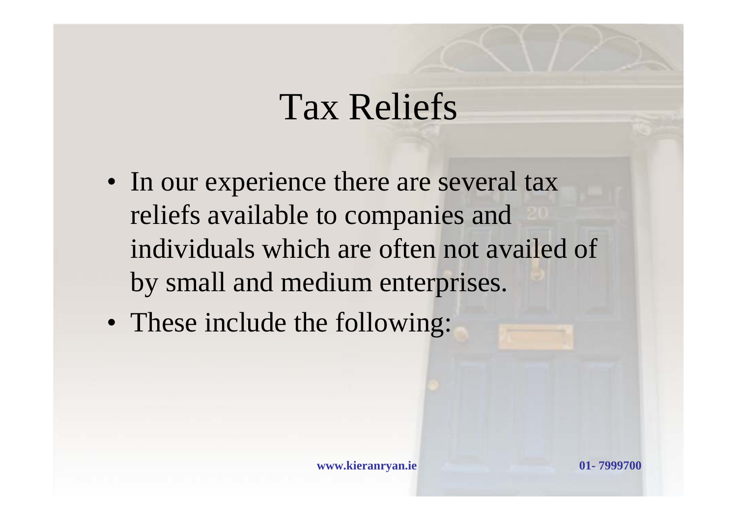# Tax Reliefs

- In our experience there are several tax reliefs available to companies and individuals which are often not availed of by small and medium enterprises.
- These include the following: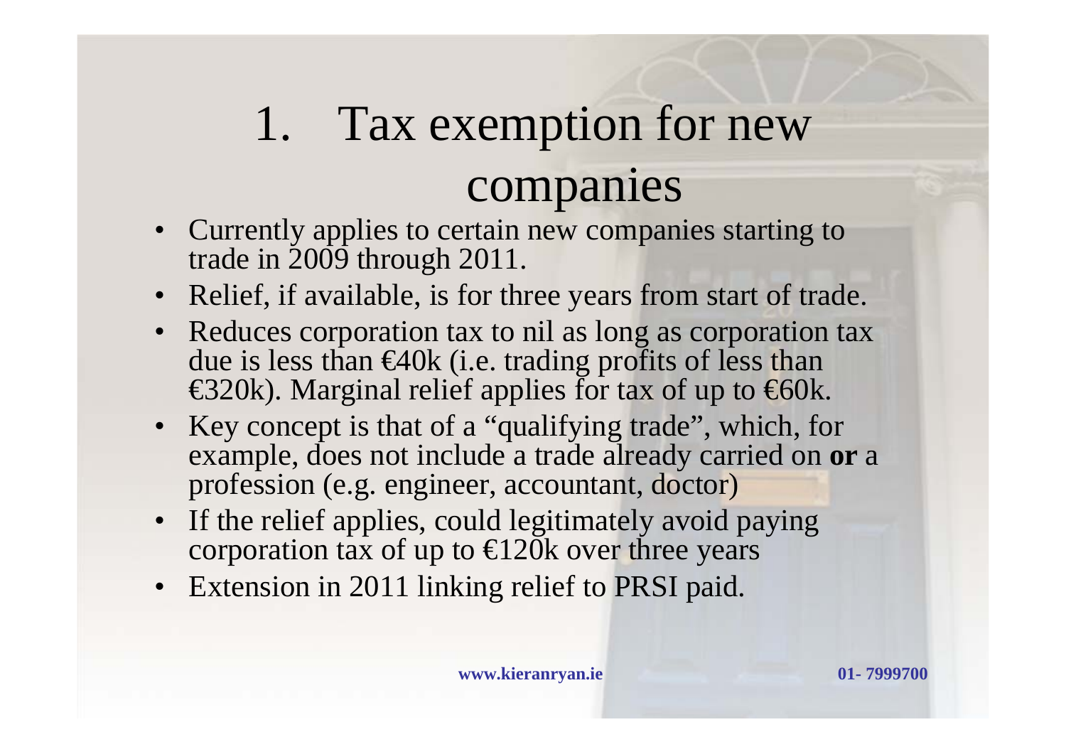# 1. Tax exemption for new companies

- Currently applies to certain new companies starting to trade in 2009 through 2011.
- Relief, if available, is for three years from start of trade.
- Reduces corporation tax to nil as long as corporation tax due is less than €40k (i.e. trading profits of less than €320k). Marginal relief applies for tax of up to €60k.
- Key concept is that of a "qualifying trade", which, for example, does not include a trade already carried on **or** a profession (e.g. engineer, accountant, doctor)
- If the relief applies, could legitimately avoid paying corporation tax of up to €120k over three years
- Extension in 2011 linking relief to PRSI paid.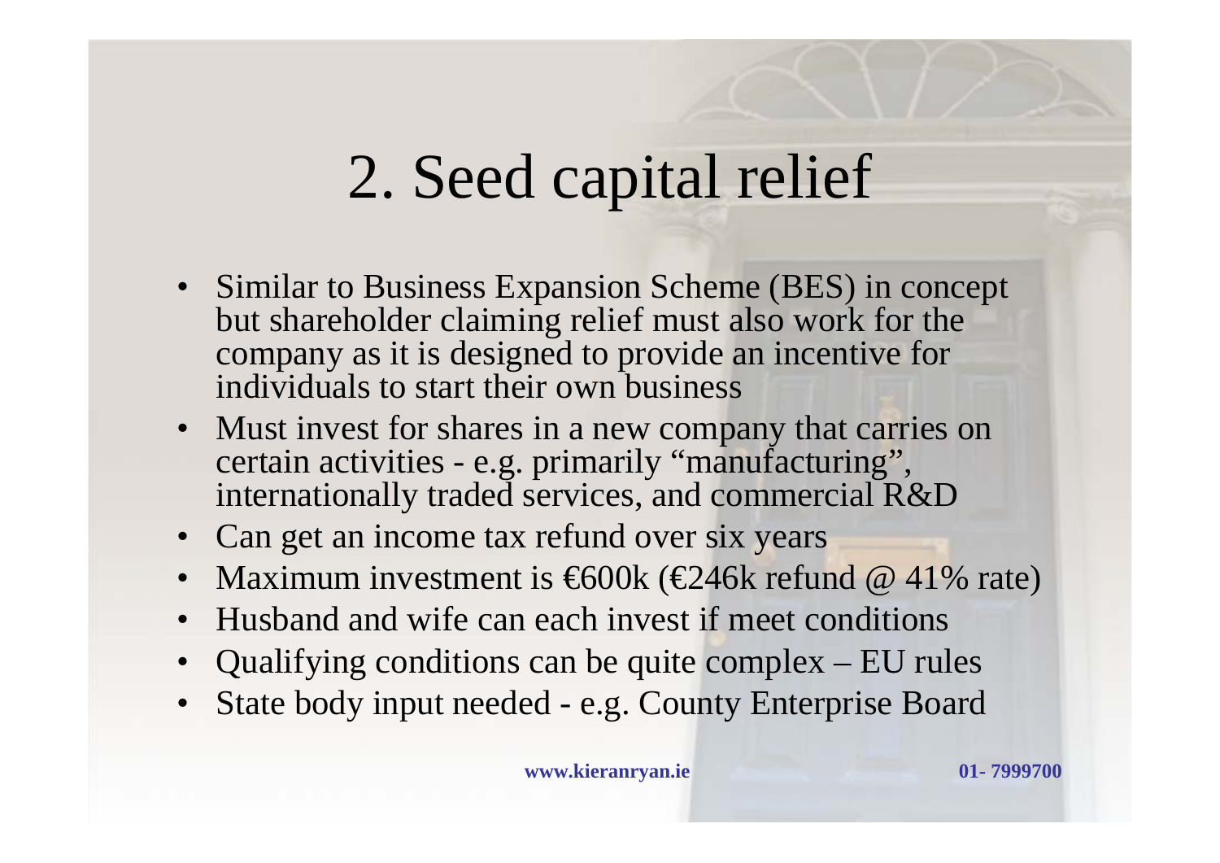# 2. Seed capital relief

- Similar to Business Expansion Scheme (BES) in concept but shareholder claiming relief must also work for the company as it is designed to provide an incentive for individuals to start their own business
- Must invest for shares in a new company that carries on certain activities - e.g. primarily "manufacturing", internationally traded services, and commercial R&D
- Can get an income tax refund over six years
- Maximum investment is €600k (€246k refund @ 41% rate)
- Husband and wife can each invest if meet conditions
- Qualifying conditions can be quite complex – EU rules
- State body input needed - e.g. County Enterprise Board

**www.kieranryan.ie** **01- 7999700**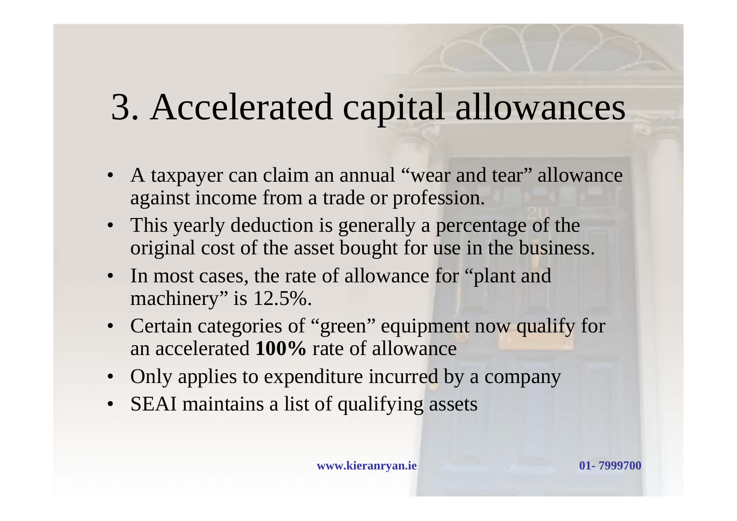# 3. Accelerated capital allowances

- A taxpayer can claim an annual "wear and tear" allowance against income from a trade or profession.
- This yearly deduction is generally a percentage of the original cost of the asset bought for use in the business.
- In most cases, the rate of allowance for "plant and machinery" is 12.5%.
- Certain categories of "green" equipment now qualify for an accelerated **100%** rate of allowance
- Only applies to expenditure incurred by a company
- SEAI maintains a list of qualifying assets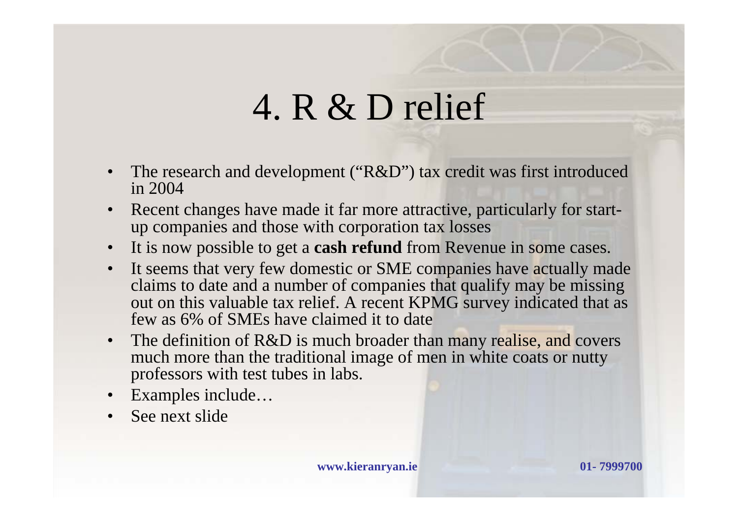# 4. R & D relief

- The research and development ("R&D") tax credit was first introduced in 2004
- Recent changes have made it far more attractive, particularly for start-up companies and those with corporation tax losses
- It is now possible to get a **cash refund** from Revenue in some cases.
- It seems that very few domestic or SME companies have actually made claims to date and a number of companies that qualify may be missing out on this valuable tax relief. A recent KPMG survey indicated that as few as 6% of SMEs have claimed it to date
- The definition of R&D is much broader than many realise, and covers much more than the traditional image of men in white coats or nutty professors with test tubes in labs.
- Examples include…
- See next slide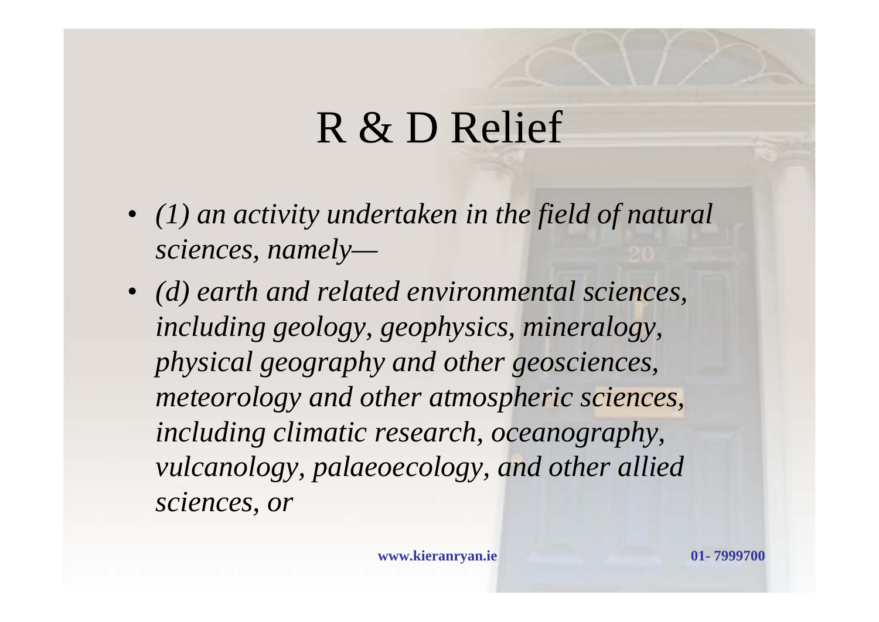# R & D Relief

- *(1) an activity undertaken in the field of natural sciences, namely—*
- *(d) earth and related environmental sciences, including geology, geophysics, mineralogy, physical geography and other geosciences, meteorology and other atmospheric sciences, including climatic research, oceanography, vulcanology, palaeoecology, and other allied sciences, or*

**www.kieranryan.ie** **01- 7999700**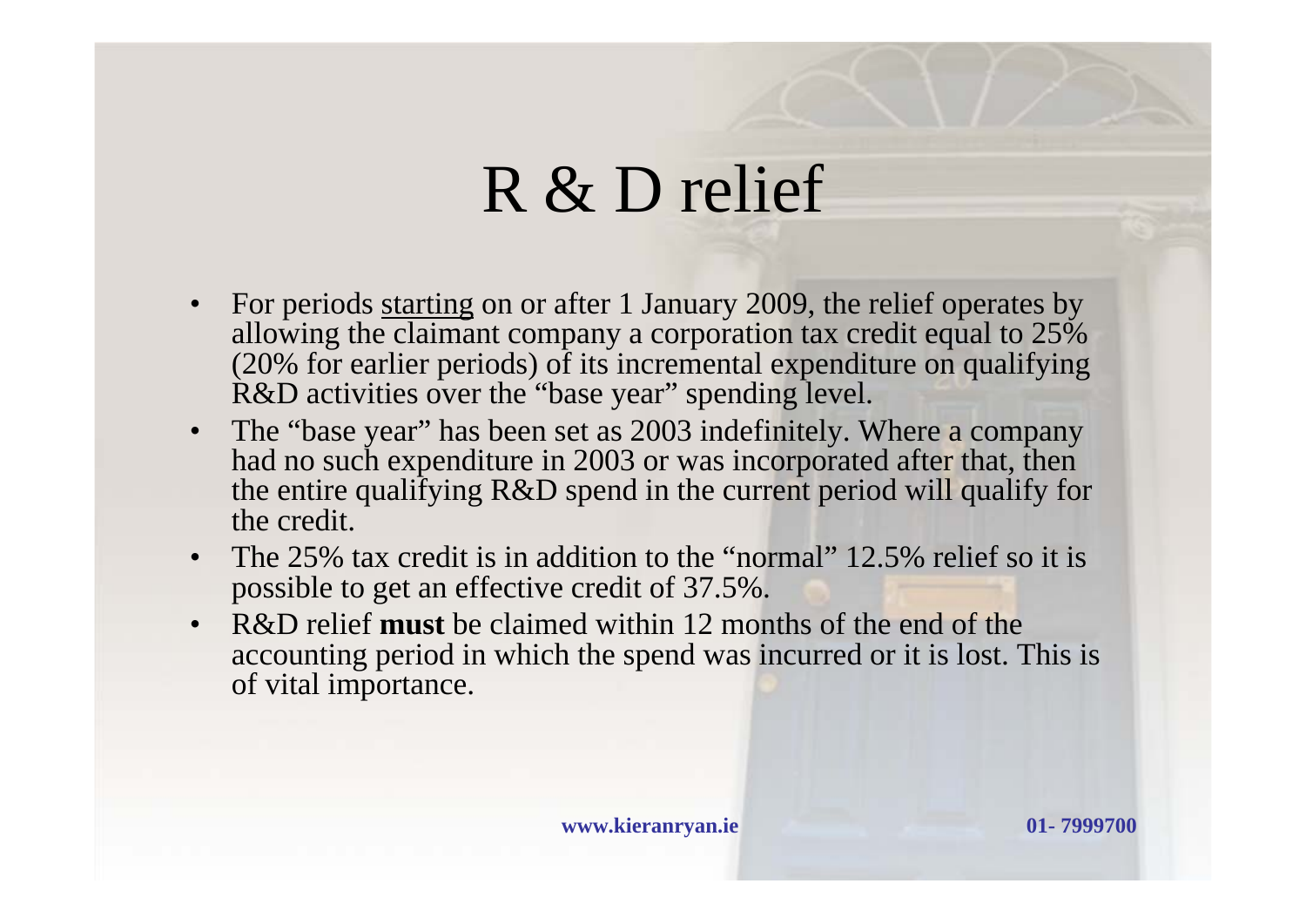# R & D relief

- For periods <u>starting</u> on or after 1 January 2009, the relief operates by allowing the claimant company a corporation tax credit equal to 25% (20% for earlier periods) of its incremental expenditure on qualifying R&D activities over the "base year" spending level.
- The "base year" has been set as 2003 indefinitely. Where a company had no such expenditure in 2003 or was incorporated after that, then the entire qualifying R&D spend in the current period will qualify for the credit.
- The 25% tax credit is in addition to the "normal" 12.5% relief so it is possible to get an effective credit of 37.5%.
- R&D relief **must** be claimed within 12 months of the end of the accounting period in which the spend was incurred or it is lost. This is of vital importance.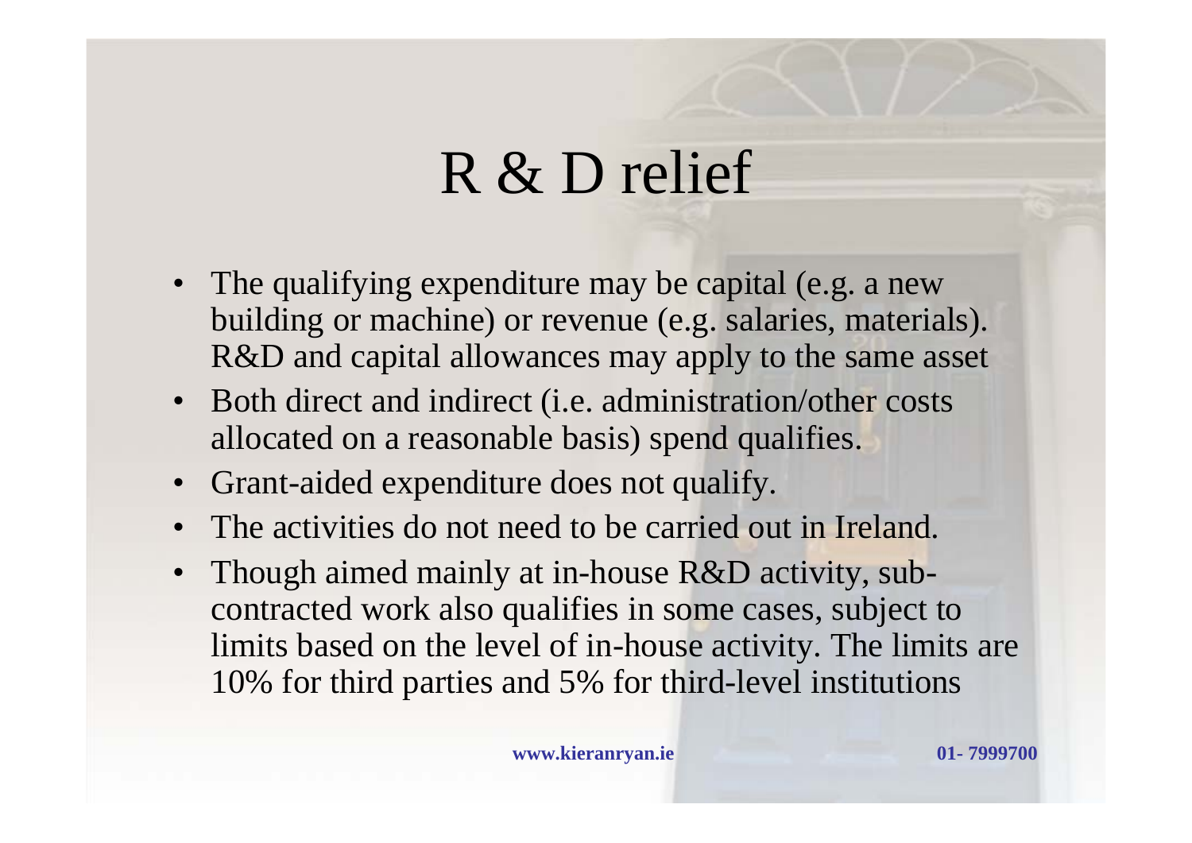# R & D relief

- The qualifying expenditure may be capital (e.g. a new building or machine) or revenue (e.g. salaries, materials). R&D and capital allowances may apply to the same asset
- Both direct and indirect (i.e. administration/other costs allocated on a reasonable basis) spend qualifies.
- Grant-aided expenditure does not qualify.
- The activities do not need to be carried out in Ireland.
- Though aimed mainly at in-house R&D activity, sub-contracted work also qualifies in some cases, subject to limits based on the level of in-house activity. The limits are 10% for third parties and 5% for third-level institutions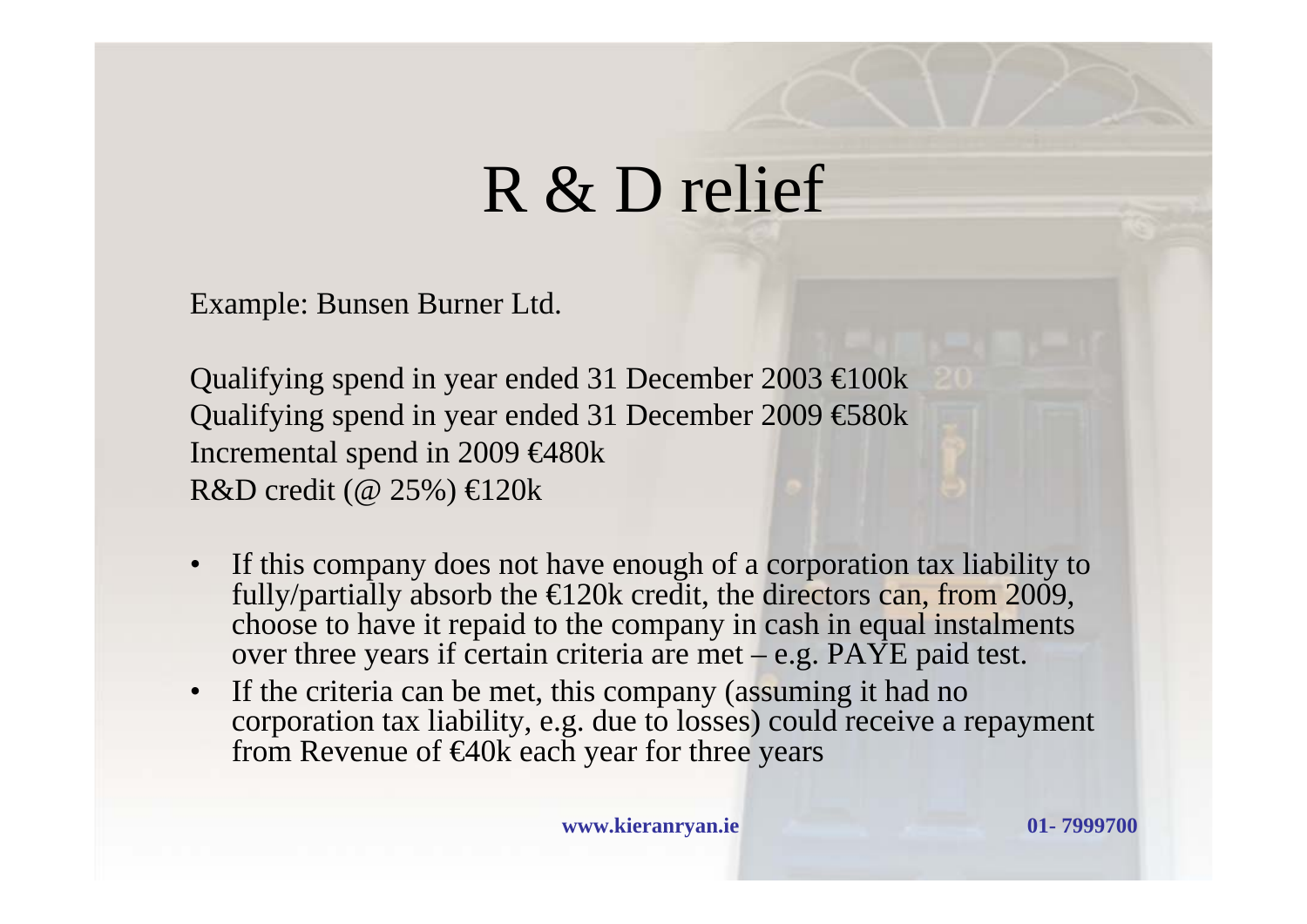# R & D relief

Example: Bunsen Burner Ltd.

Qualifying spend in year ended 31 December 2003 €100k
Qualifying spend in year ended 31 December 2009 €580k
Incremental spend in 2009 €480k
R&D credit (@ 25%) €120k

- If this company does not have enough of a corporation tax liability to fully/partially absorb the €120k credit, the directors can, from 2009, choose to have it repaid to the company in cash in equal instalments over three years if certain criteria are met – e.g. PAYE paid test.
- If the criteria can be met, this company (assuming it had no corporation tax liability, e.g. due to losses) could receive a repayment from Revenue of €40k each year for three years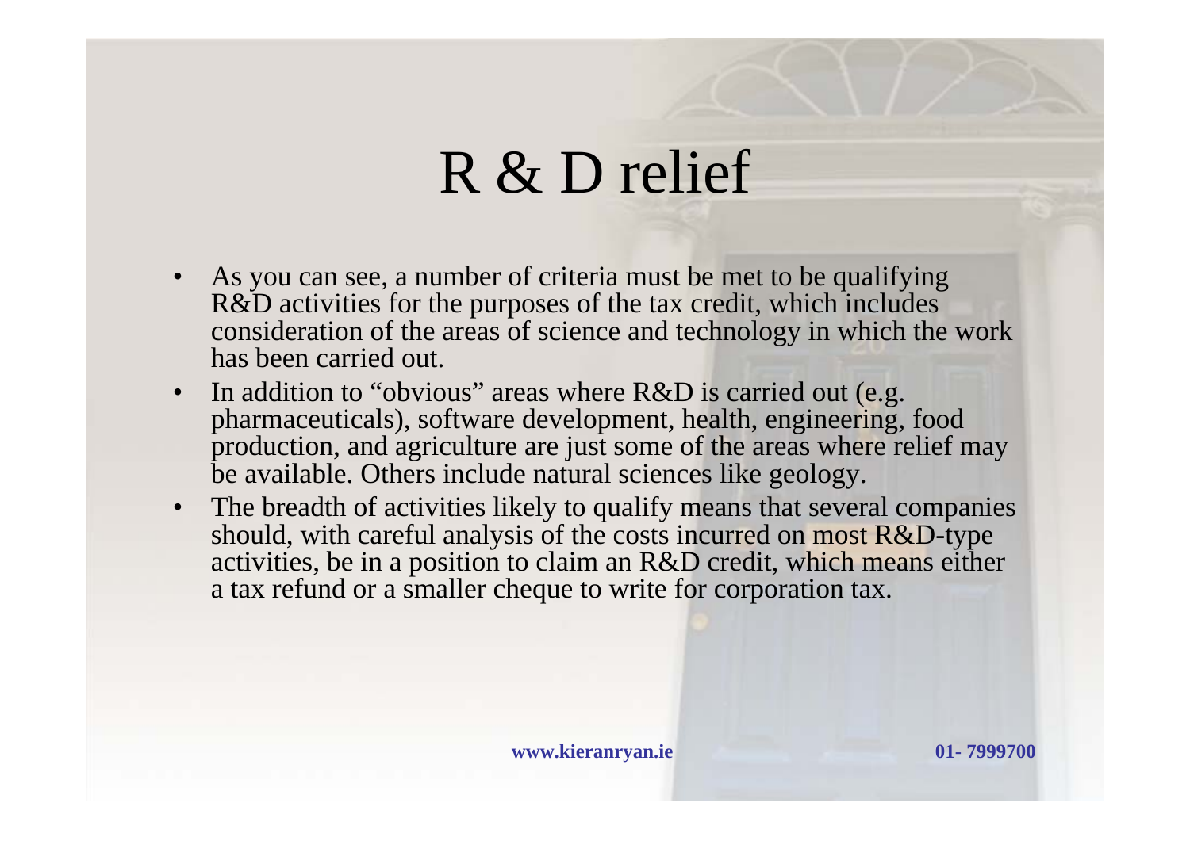# R & D relief

- As you can see, a number of criteria must be met to be qualifying R&D activities for the purposes of the tax credit, which includes consideration of the areas of science and technology in which the work has been carried out.
- In addition to "obvious" areas where R&D is carried out (e.g. pharmaceuticals), software development, health, engineering, food production, and agriculture are just some of the areas where relief may be available. Others include natural sciences like geology.
- The breadth of activities likely to qualify means that several companies should, with careful analysis of the costs incurred on most R&D-type activities, be in a position to claim an R&D credit, which means either a tax refund or a smaller cheque to write for corporation tax.

**www.kieranryan.ie** **01- 7999700**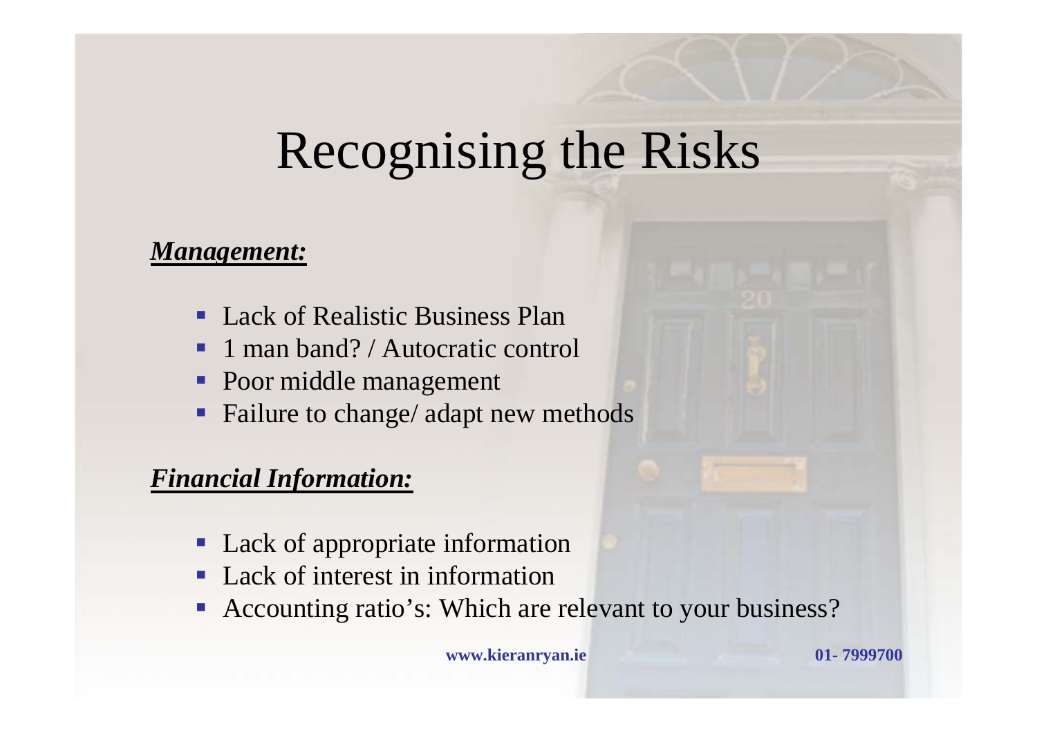# Recognising the Risks

***Management:***

- Lack of Realistic Business Plan
- 1 man band? / Autocratic control
- Poor middle management
- Failure to change/ adapt new methods

***Financial Information:***

- Lack of appropriate information
- Lack of interest in information
- Accounting ratio's: Which are relevant to your business?

**www.kieranryan.ie** **01- 7999700**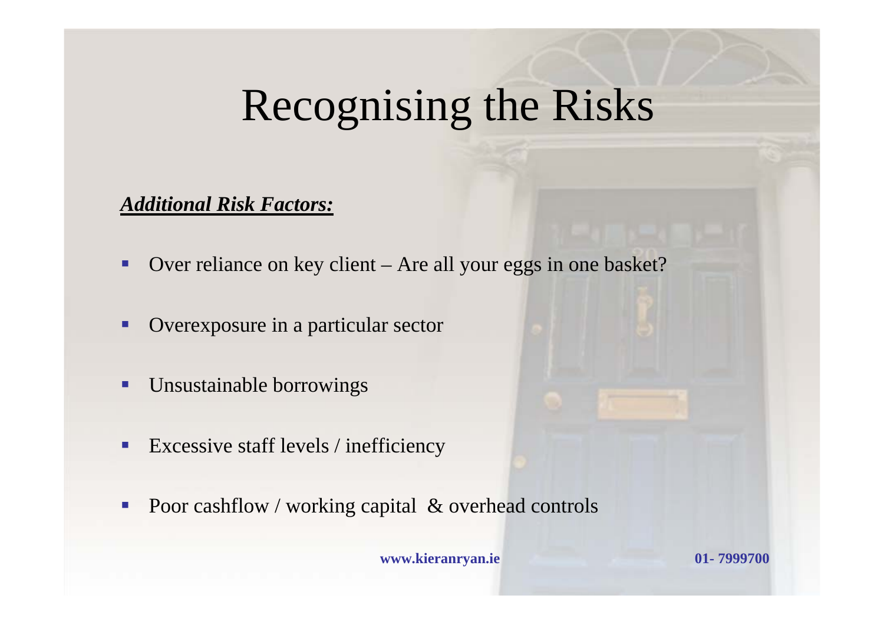# Recognising the Risks

***Additional Risk Factors:***

- Over reliance on key client – Are all your eggs in one basket?
- Overexposure in a particular sector
- Unsustainable borrowings
- Excessive staff levels / inefficiency
- Poor cashflow / working capital & overhead controls

**www.kieranryan.ie** **01- 7999700**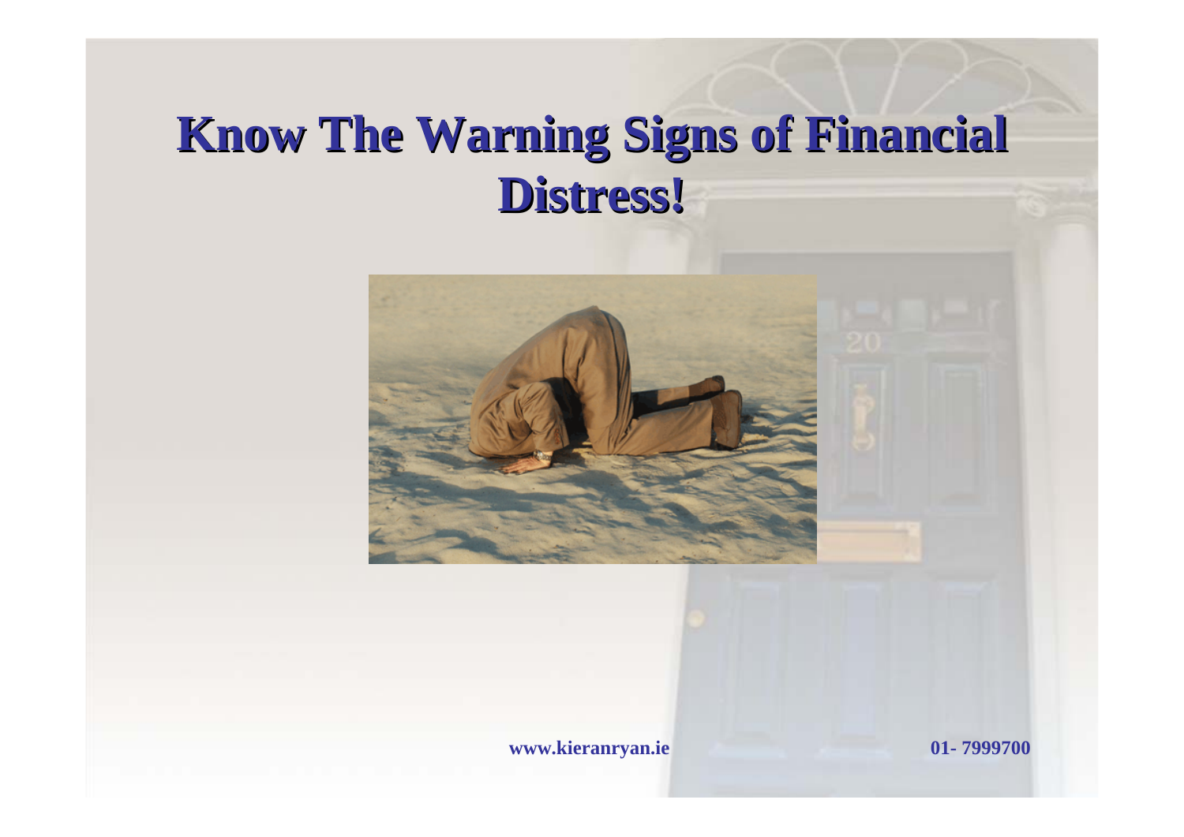# Know The Warning Signs of Financial Distress!

www.kieranryan.ie 01- 7999700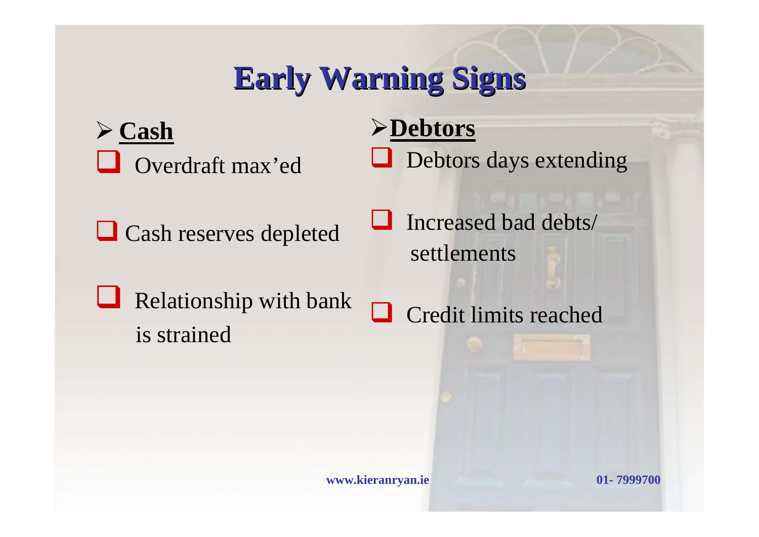# Early Warning Signs

**Cash**

- Overdraft max'ed
- Cash reserves depleted
- Relationship with bank is strained

**Debtors**

- Debtors days extending
- Increased bad debts/ settlements
- Credit limits reached

www.kieranryan.ie 01- 7999700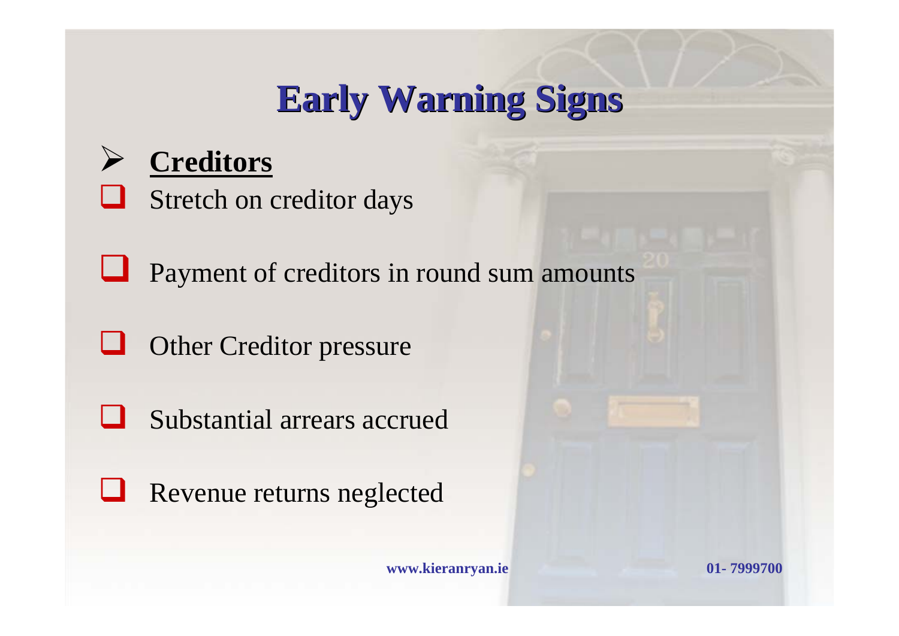# Early Warning Signs

- **Creditors**
  - Stretch on creditor days
  - Payment of creditors in round sum amounts
  - Other Creditor pressure
  - Substantial arrears accrued
  - Revenue returns neglected

www.kieranryan.ie 01- 7999700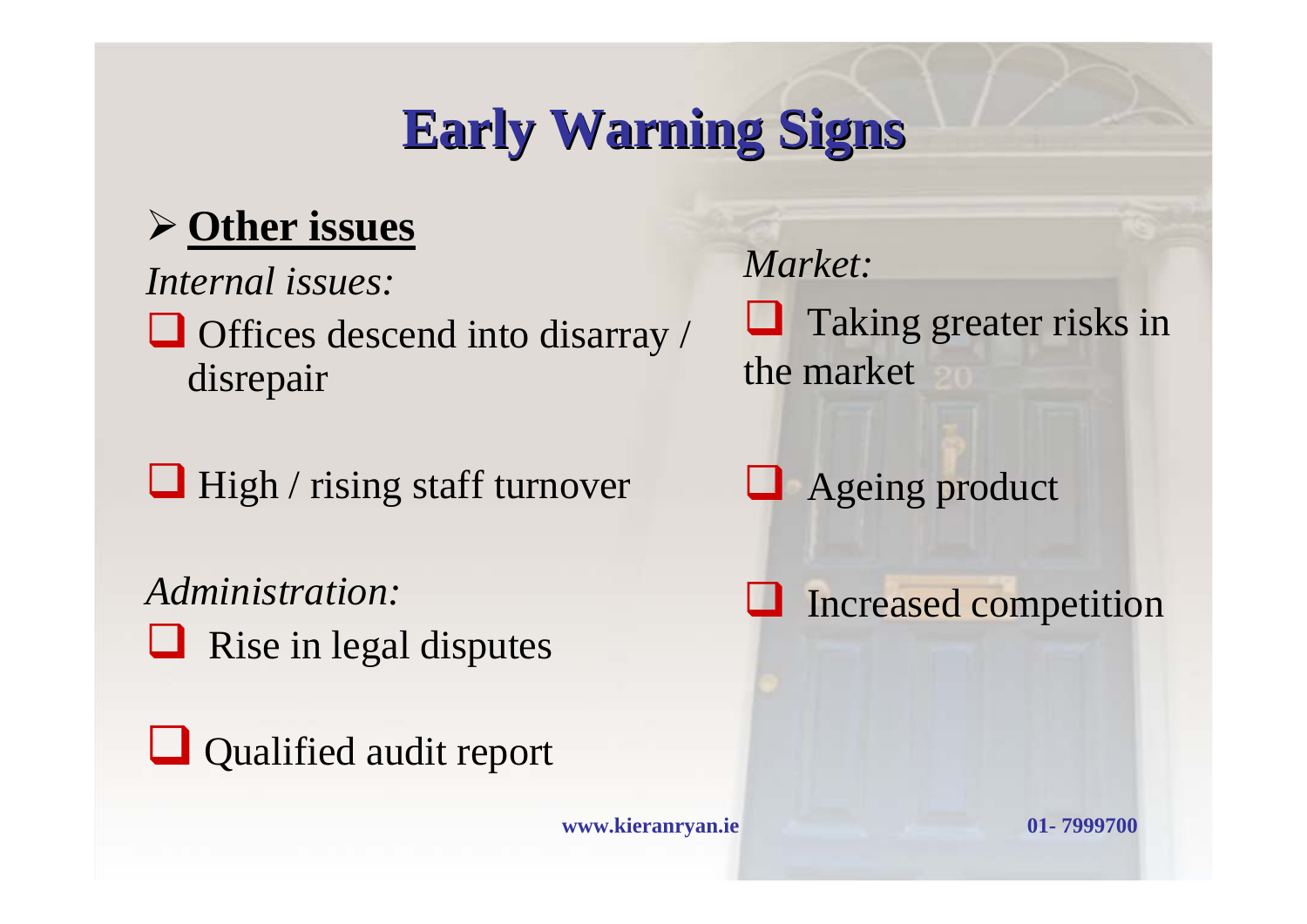# Early Warning Signs

- **Other issues**

*Internal issues:*

- Offices descend into disarray / disrepair
- High / rising staff turnover

*Administration:*

- Rise in legal disputes
- Qualified audit report

*Market:*

- Taking greater risks in the market
- Ageing product
- Increased competition

www.kieranryan.ie 01- 7999700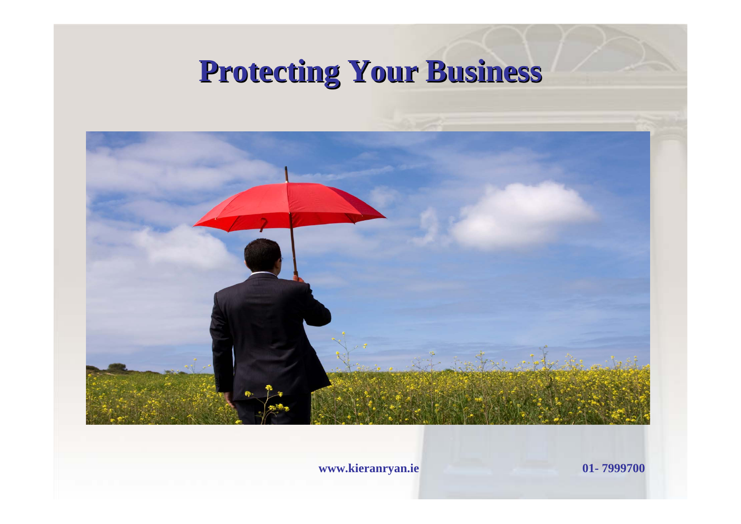# Protecting Your Business

www.kieranryan.ie 01- 7999700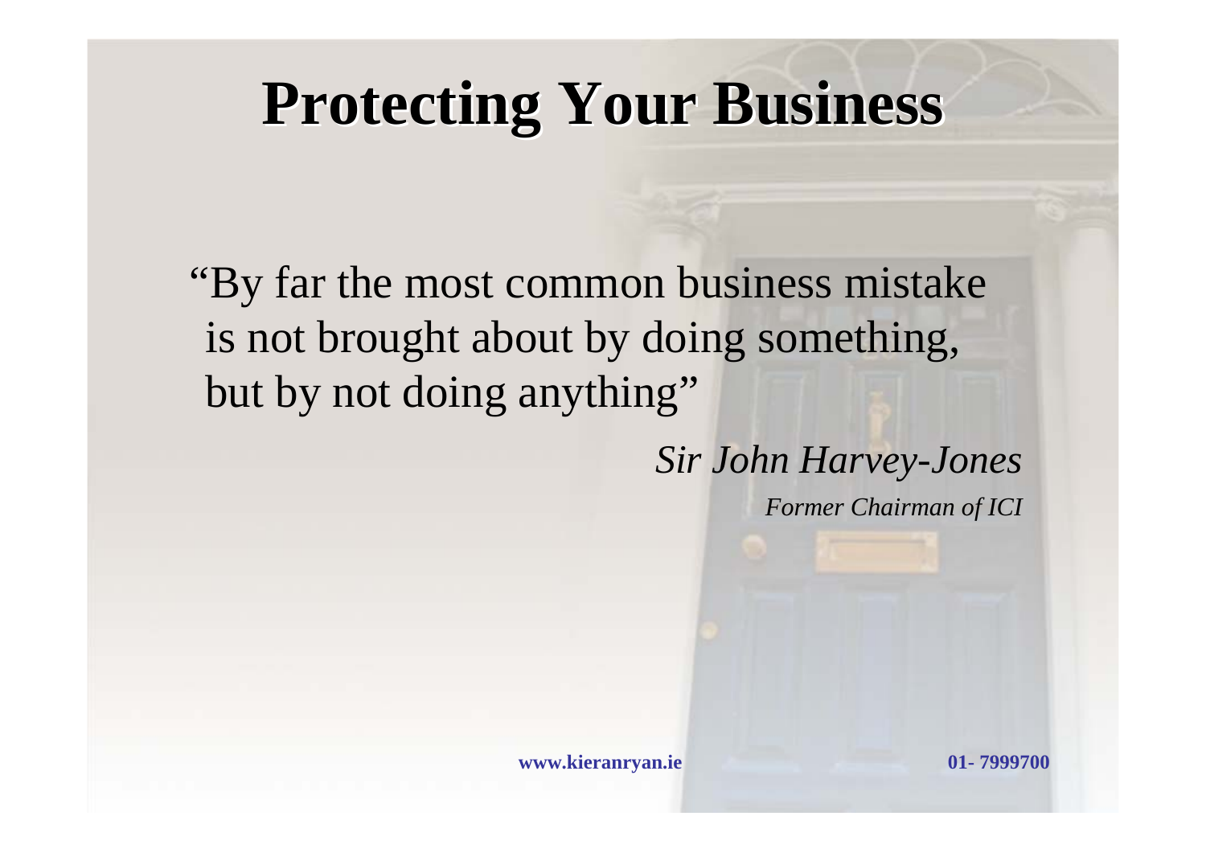# Protecting Your Business

"By far the most common business mistake is not brought about by doing something, but by not doing anything"

*Sir John Harvey-Jones*

*Former Chairman of ICI*

**www.kieranryan.ie** **01- 7999700**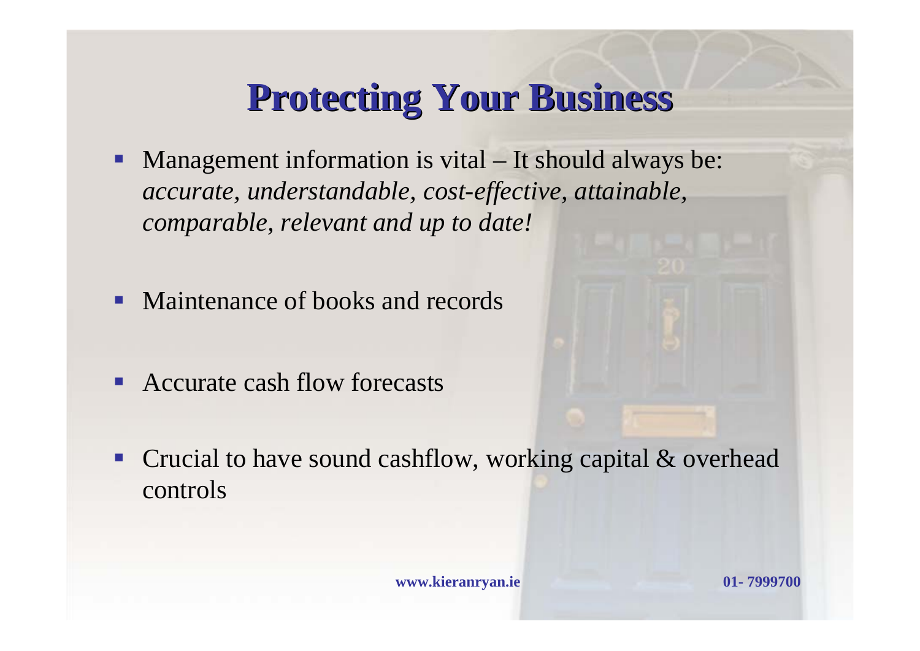# Protecting Your Business

- Management information is vital – It should always be: *accurate, understandable, cost-effective, attainable, comparable, relevant and up to date!*
- Maintenance of books and records
- Accurate cash flow forecasts
- Crucial to have sound cashflow, working capital & overhead controls

**www.kieranryan.ie** **01- 7999700**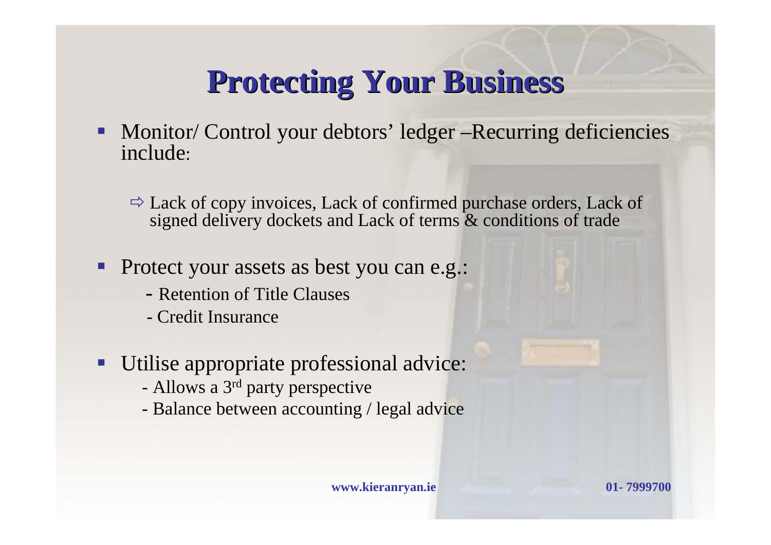# Protecting Your Business

- Monitor/ Control your debtors' ledger –Recurring deficiencies include:
  - ⇨ Lack of copy invoices, Lack of confirmed purchase orders, Lack of signed delivery dockets and Lack of terms & conditions of trade
- Protect your assets as best you can e.g.:
  - Retention of Title Clauses
  - Credit Insurance
- Utilise appropriate professional advice:
  - Allows a 3rd party perspective
  - Balance between accounting / legal advice

**www.kieranryan.ie** **01- 7999700**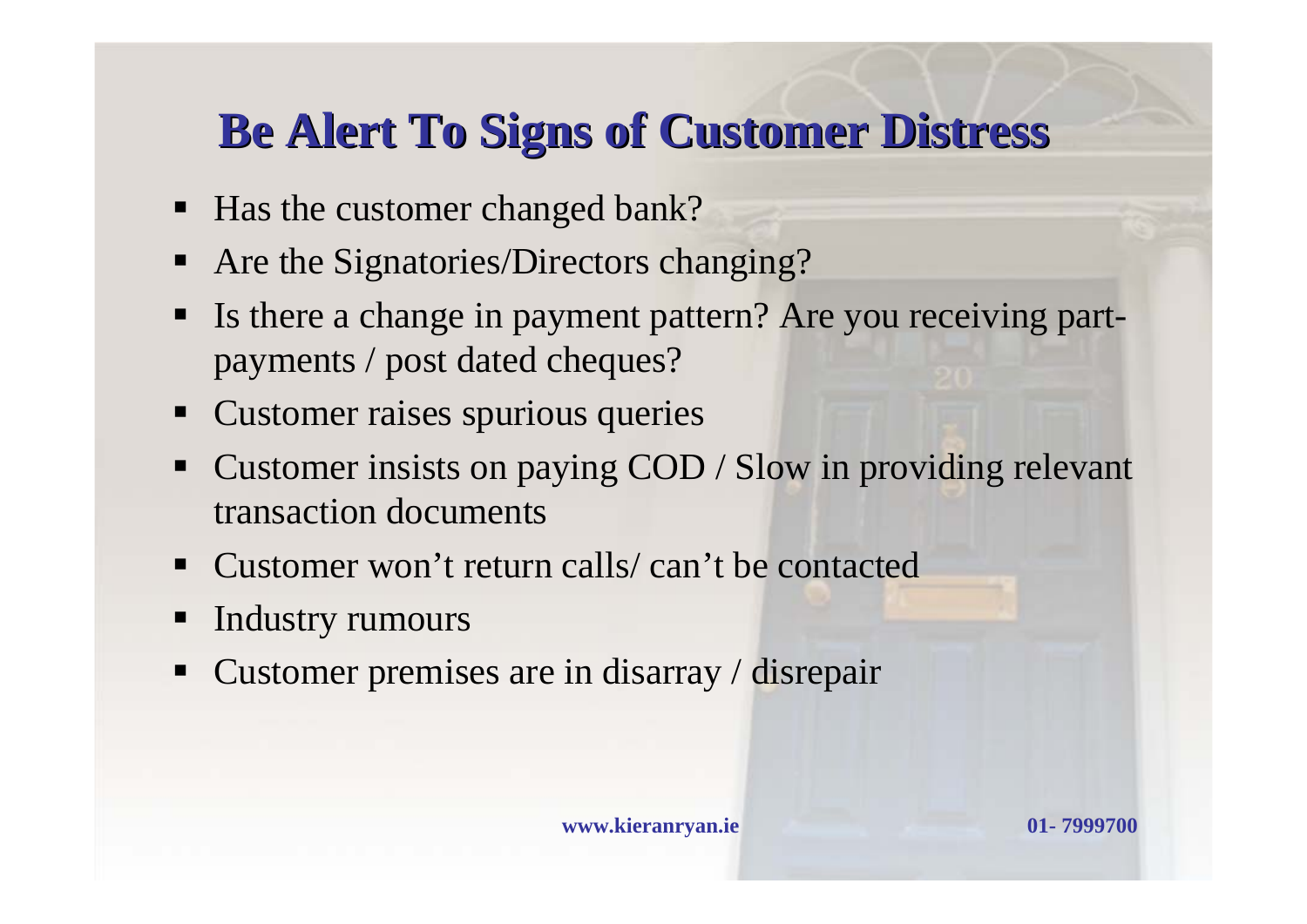# Be Alert To Signs of Customer Distress

- Has the customer changed bank?
- Are the Signatories/Directors changing?
- Is there a change in payment pattern? Are you receiving part-payments / post dated cheques?
- Customer raises spurious queries
- Customer insists on paying COD / Slow in providing relevant transaction documents
- Customer won't return calls/ can't be contacted
- Industry rumours
- Customer premises are in disarray / disrepair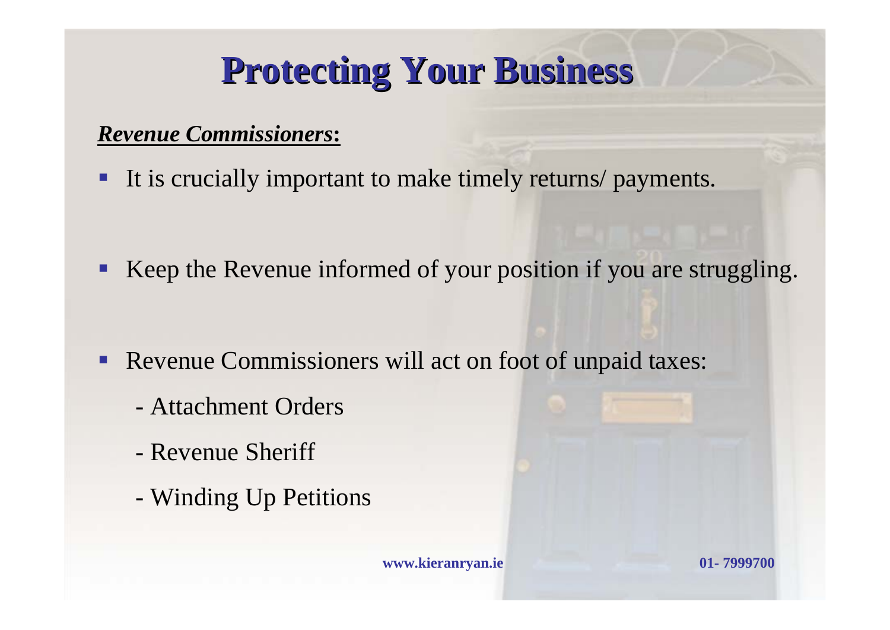# Protecting Your Business

***Revenue Commissioners*:**

- It is crucially important to make timely returns/ payments.

- Keep the Revenue informed of your position if you are struggling.

- Revenue Commissioners will act on foot of unpaid taxes:
  - Attachment Orders
  - Revenue Sheriff
  - Winding Up Petitions

**www.kieranryan.ie** **01- 7999700**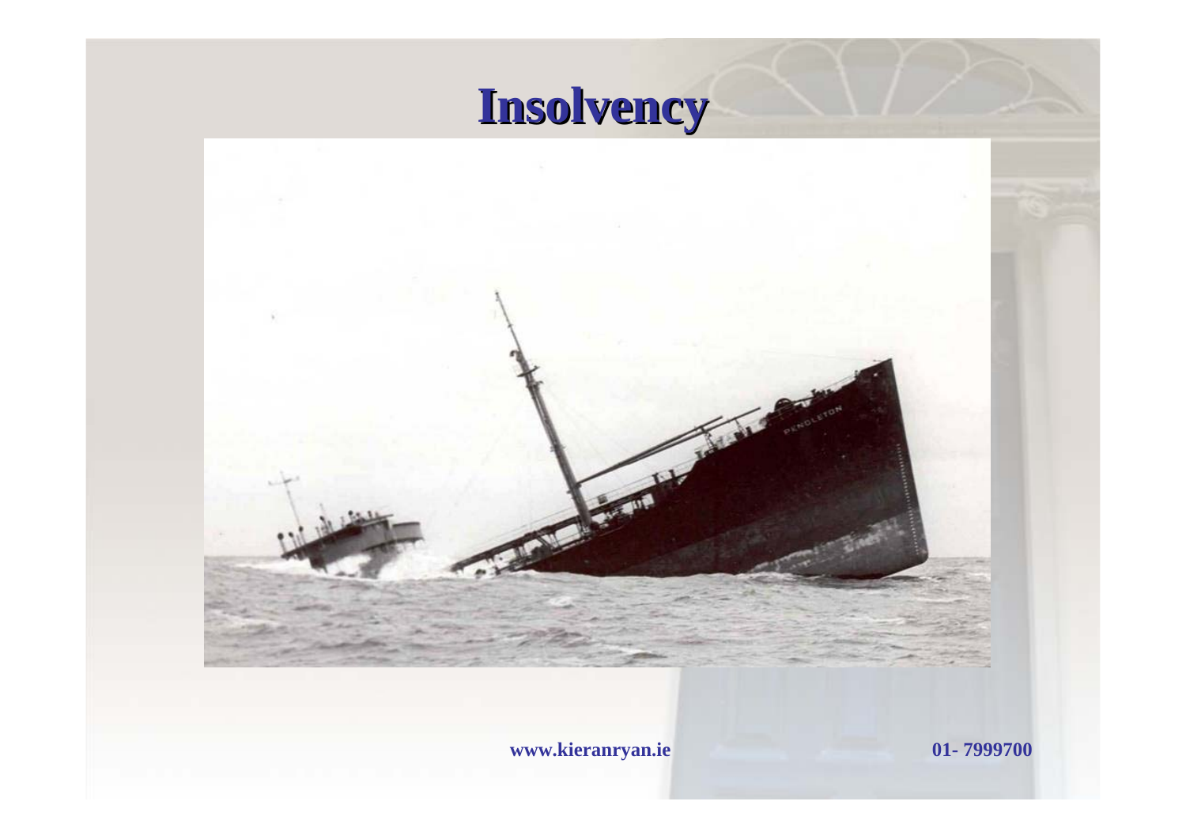# Insolvency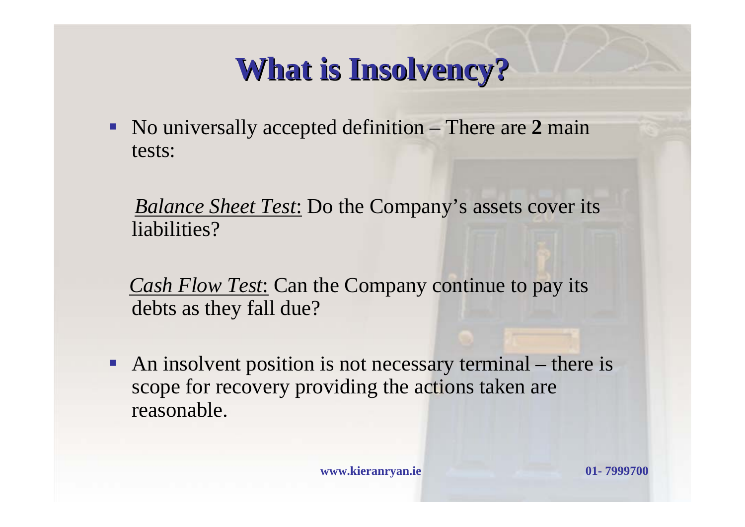# What is Insolvency?

- No universally accepted definition – There are **2** main tests:

  *Balance Sheet Test*: Do the Company's assets cover its liabilities?

  *Cash Flow Test*: Can the Company continue to pay its debts as they fall due?

- An insolvent position is not necessary terminal – there is scope for recovery providing the actions taken are reasonable.

**www.kieranryan.ie** **01- 7999700**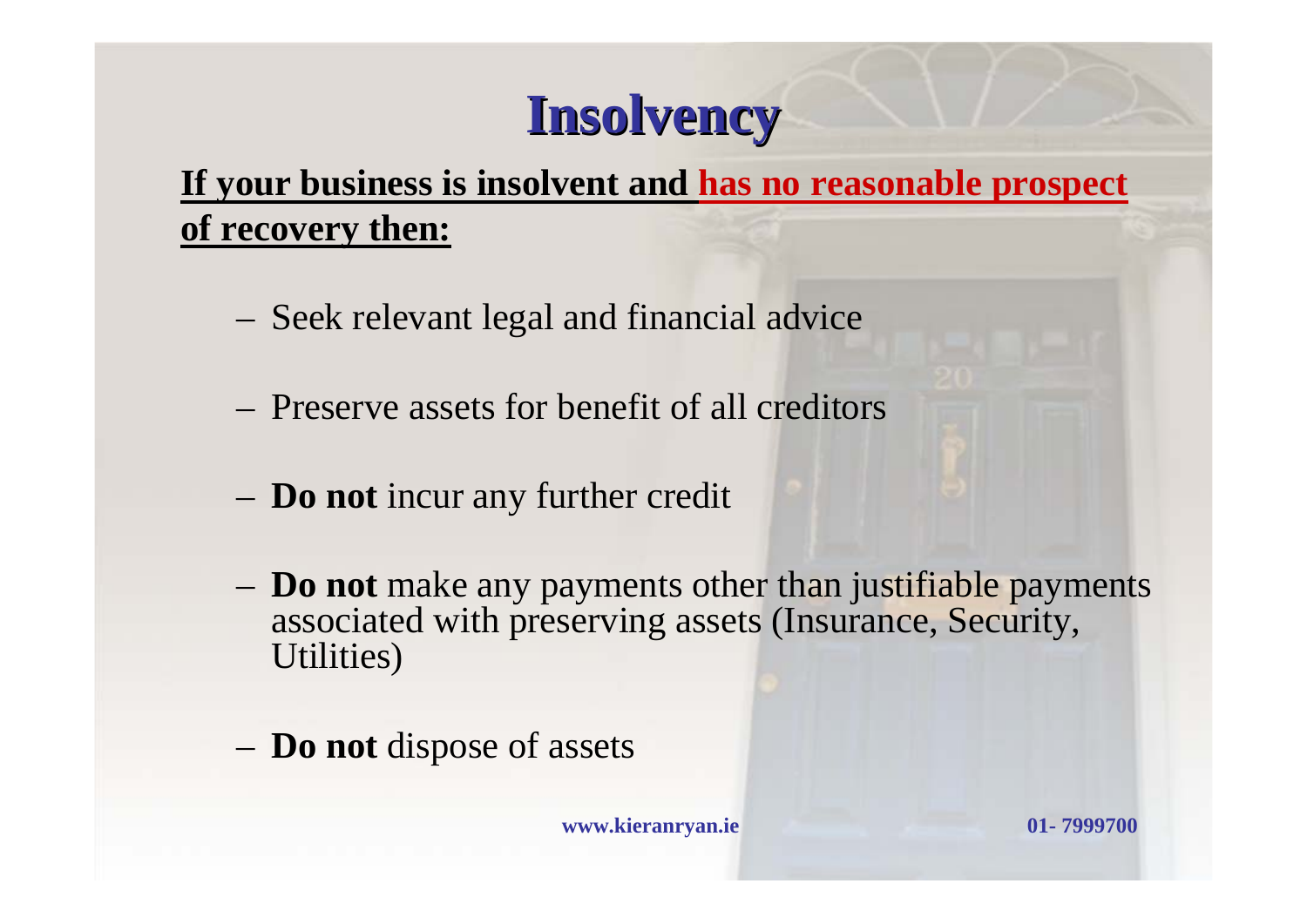# Insolvency

**If your business is insolvent and has no reasonable prospect of recovery then:**

- Seek relevant legal and financial advice
- Preserve assets for benefit of all creditors
- **Do not** incur any further credit
- **Do not** make any payments other than justifiable payments associated with preserving assets (Insurance, Security, Utilities)
- **Do not** dispose of assets

**www.kieranryan.ie** **01- 7999700**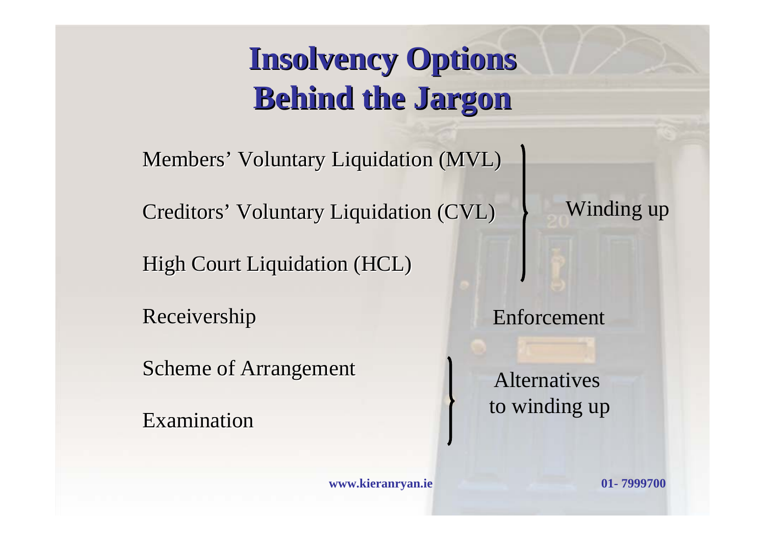# Insolvency Options
# Behind the Jargon

| Option | Category |
| --- | --- |
| Members' Voluntary Liquidation (MVL) | Winding up |
| Creditors' Voluntary Liquidation (CVL) | Winding up |
| High Court Liquidation (HCL) | Winding up |
| Receivership | Enforcement |
| Scheme of Arrangement | Alternatives to winding up |
| Examination | Alternatives to winding up |

**www.kieranryan.ie** **01- 7999700**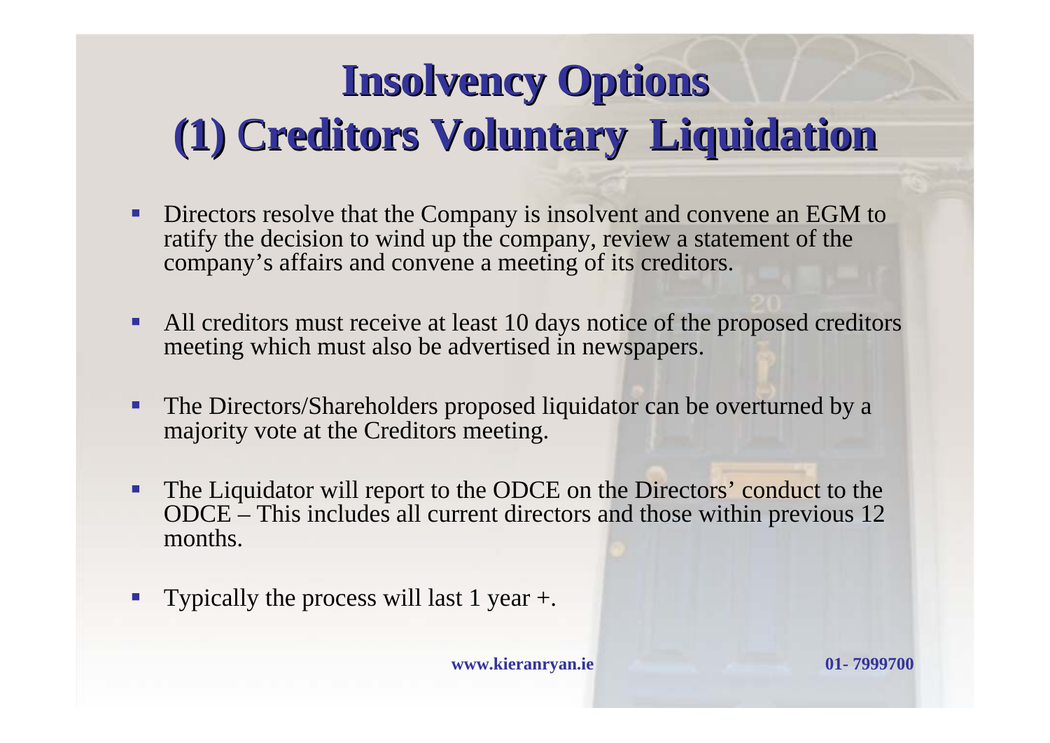# Insolvency Options
# (1) Creditors Voluntary Liquidation

- Directors resolve that the Company is insolvent and convene an EGM to ratify the decision to wind up the company, review a statement of the company's affairs and convene a meeting of its creditors.
- All creditors must receive at least 10 days notice of the proposed creditors meeting which must also be advertised in newspapers.
- The Directors/Shareholders proposed liquidator can be overturned by a majority vote at the Creditors meeting.
- The Liquidator will report to the ODCE on the Directors' conduct to the ODCE – This includes all current directors and those within previous 12 months.
- Typically the process will last 1 year +.

**www.kieranryan.ie** **01- 7999700**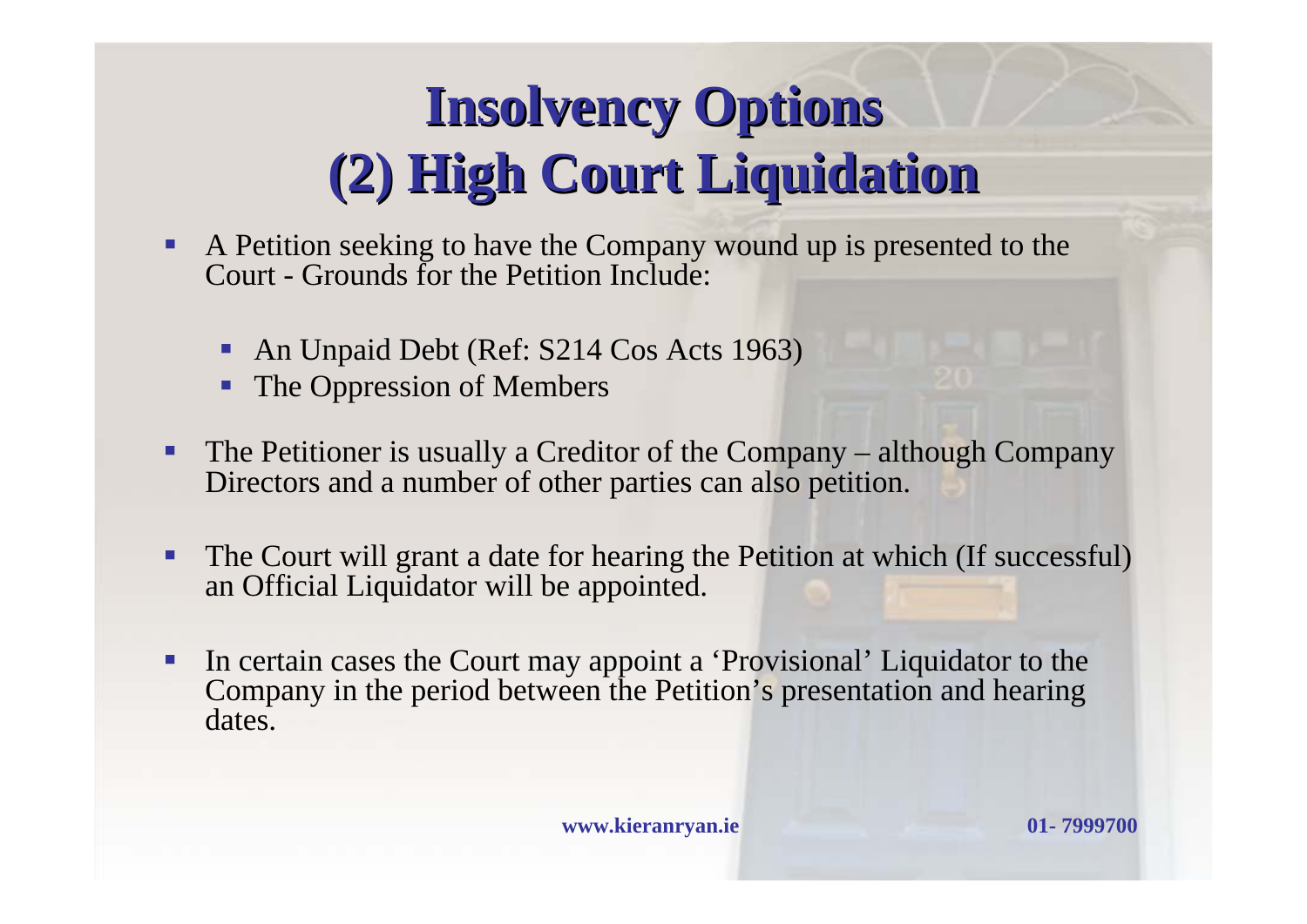# Insolvency Options
# (2) High Court Liquidation

- A Petition seeking to have the Company wound up is presented to the Court - Grounds for the Petition Include:
  - An Unpaid Debt (Ref: S214 Cos Acts 1963)
  - The Oppression of Members
- The Petitioner is usually a Creditor of the Company – although Company Directors and a number of other parties can also petition.
- The Court will grant a date for hearing the Petition at which (If successful) an Official Liquidator will be appointed.
- In certain cases the Court may appoint a 'Provisional' Liquidator to the Company in the period between the Petition's presentation and hearing dates.

**www.kieranryan.ie** **01- 7999700**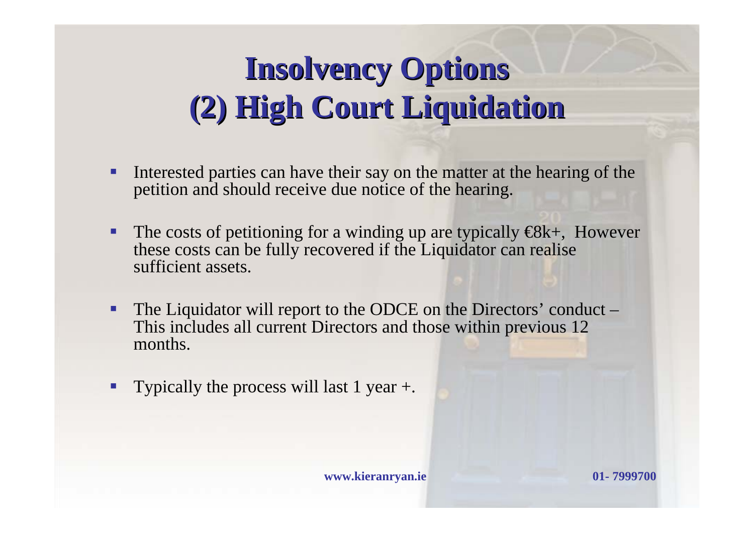# Insolvency Options
# (2) High Court Liquidation

- Interested parties can have their say on the matter at the hearing of the petition and should receive due notice of the hearing.
- The costs of petitioning for a winding up are typically €8k+, However these costs can be fully recovered if the Liquidator can realise sufficient assets.
- The Liquidator will report to the ODCE on the Directors' conduct – This includes all current Directors and those within previous 12 months.
- Typically the process will last 1 year +.

**www.kieranryan.ie** **01- 7999700**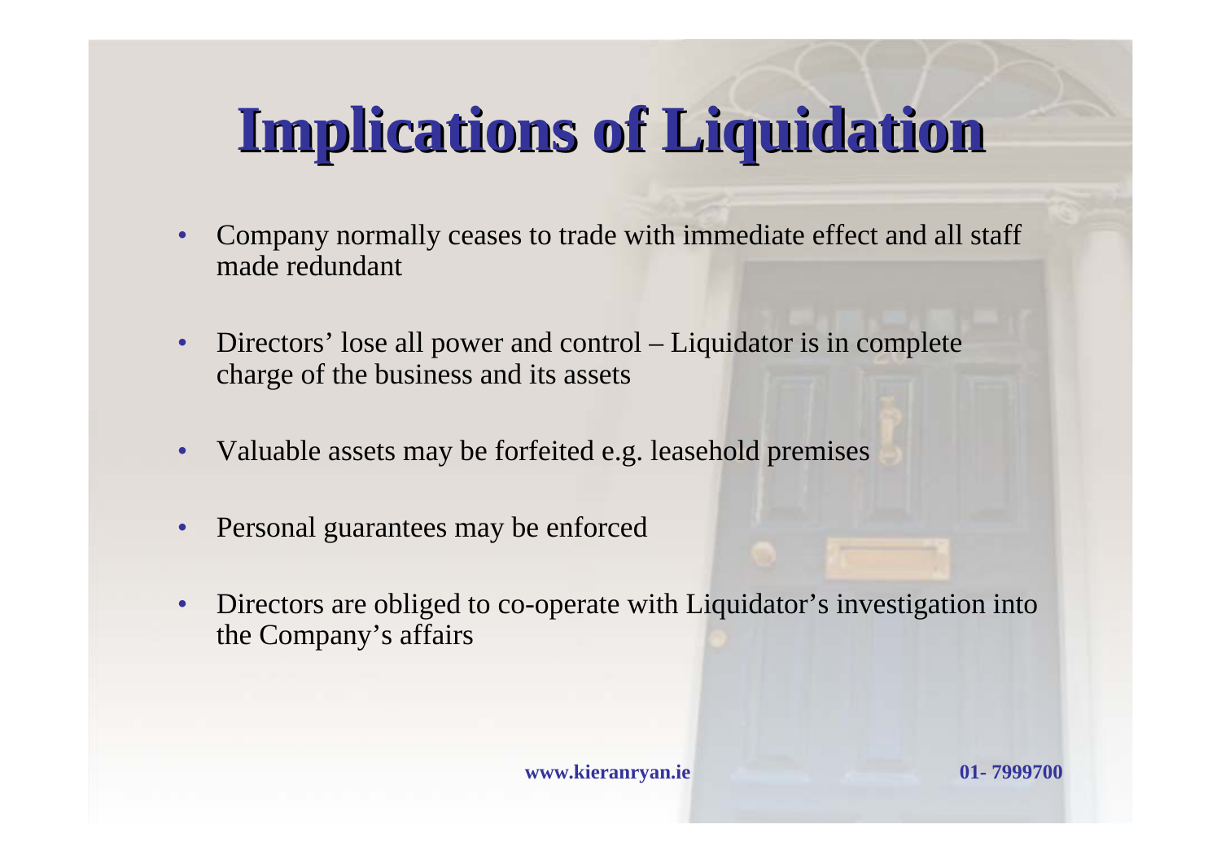# Implications of Liquidation

- Company normally ceases to trade with immediate effect and all staff made redundant
- Directors' lose all power and control – Liquidator is in complete charge of the business and its assets
- Valuable assets may be forfeited e.g. leasehold premises
- Personal guarantees may be enforced
- Directors are obliged to co-operate with Liquidator's investigation into the Company's affairs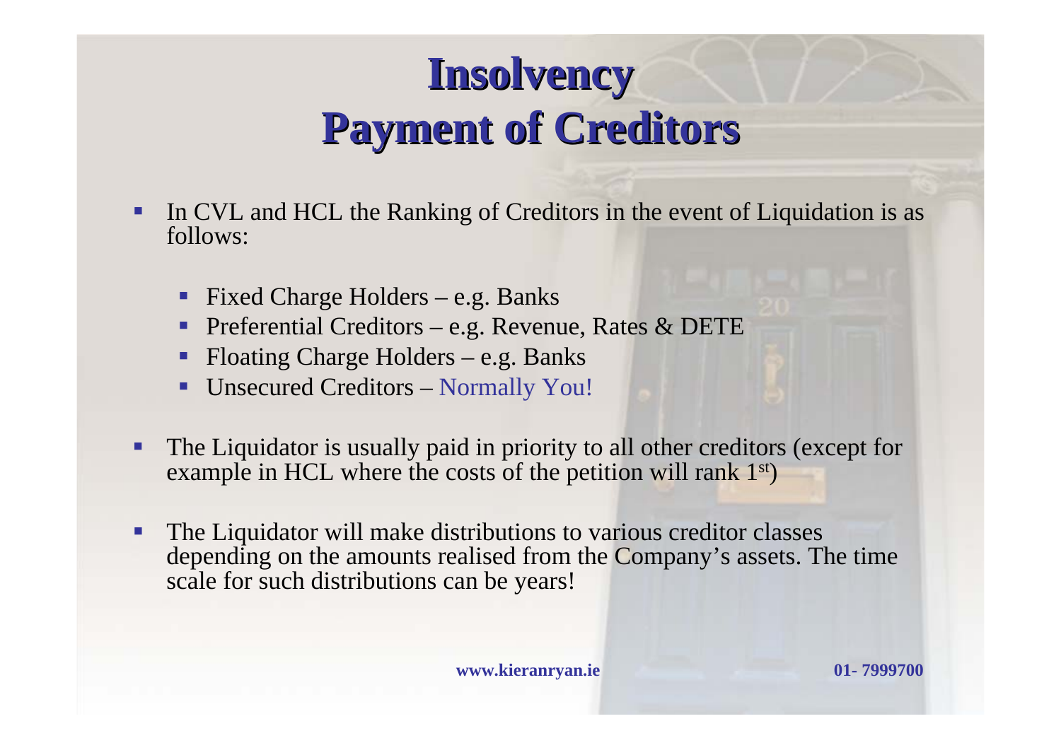# Insolvency
# Payment of Creditors

- In CVL and HCL the Ranking of Creditors in the event of Liquidation is as follows:
  - Fixed Charge Holders – e.g. Banks
  - Preferential Creditors – e.g. Revenue, Rates & DETE
  - Floating Charge Holders – e.g. Banks
  - Unsecured Creditors – Normally You!
- The Liquidator is usually paid in priority to all other creditors (except for example in HCL where the costs of the petition will rank 1st)
- The Liquidator will make distributions to various creditor classes depending on the amounts realised from the Company's assets. The time scale for such distributions can be years!

**www.kieranryan.ie** **01- 7999700**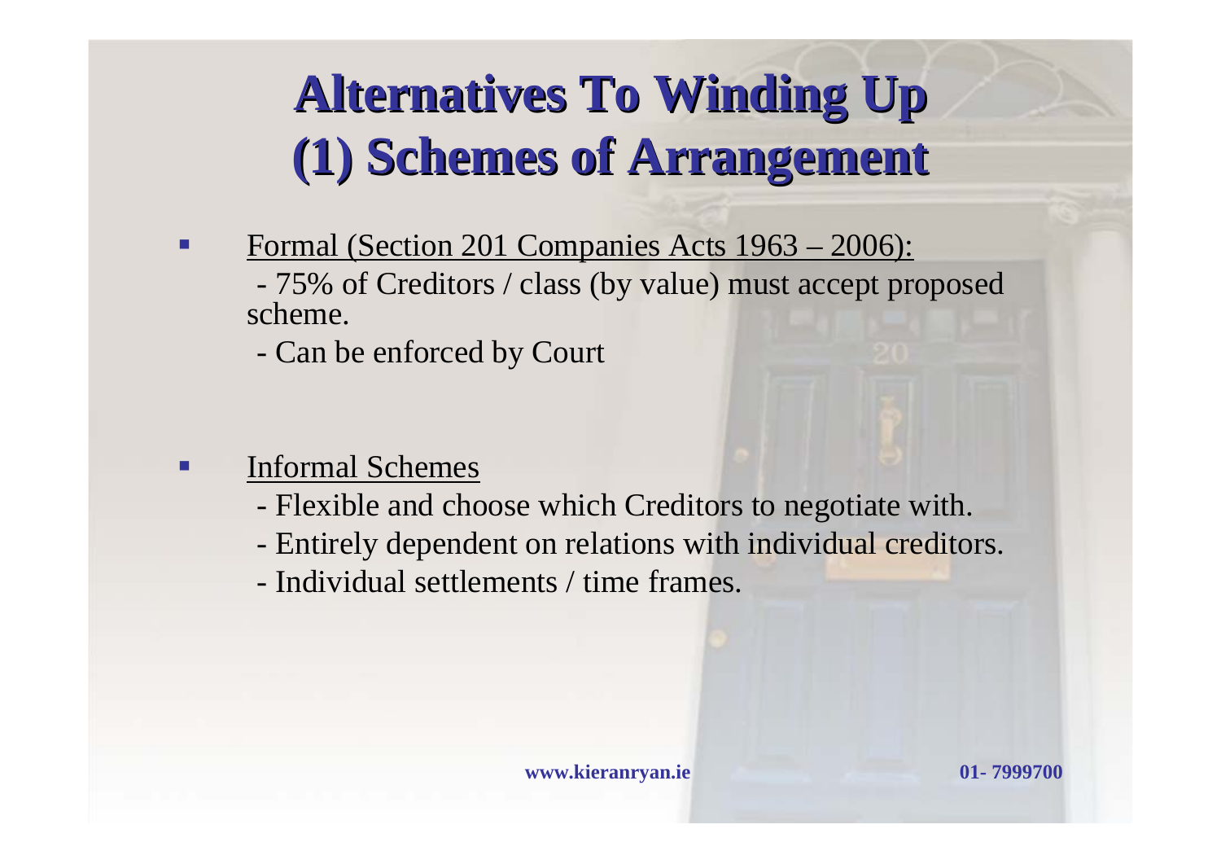# Alternatives To Winding Up
# (1) Schemes of Arrangement

- Formal (Section 201 Companies Acts 1963 – 2006):
  - 75% of Creditors / class (by value) must accept proposed scheme.
  - Can be enforced by Court

- Informal Schemes
  - Flexible and choose which Creditors to negotiate with.
  - Entirely dependent on relations with individual creditors.
  - Individual settlements / time frames.

**www.kieranryan.ie** **01- 7999700**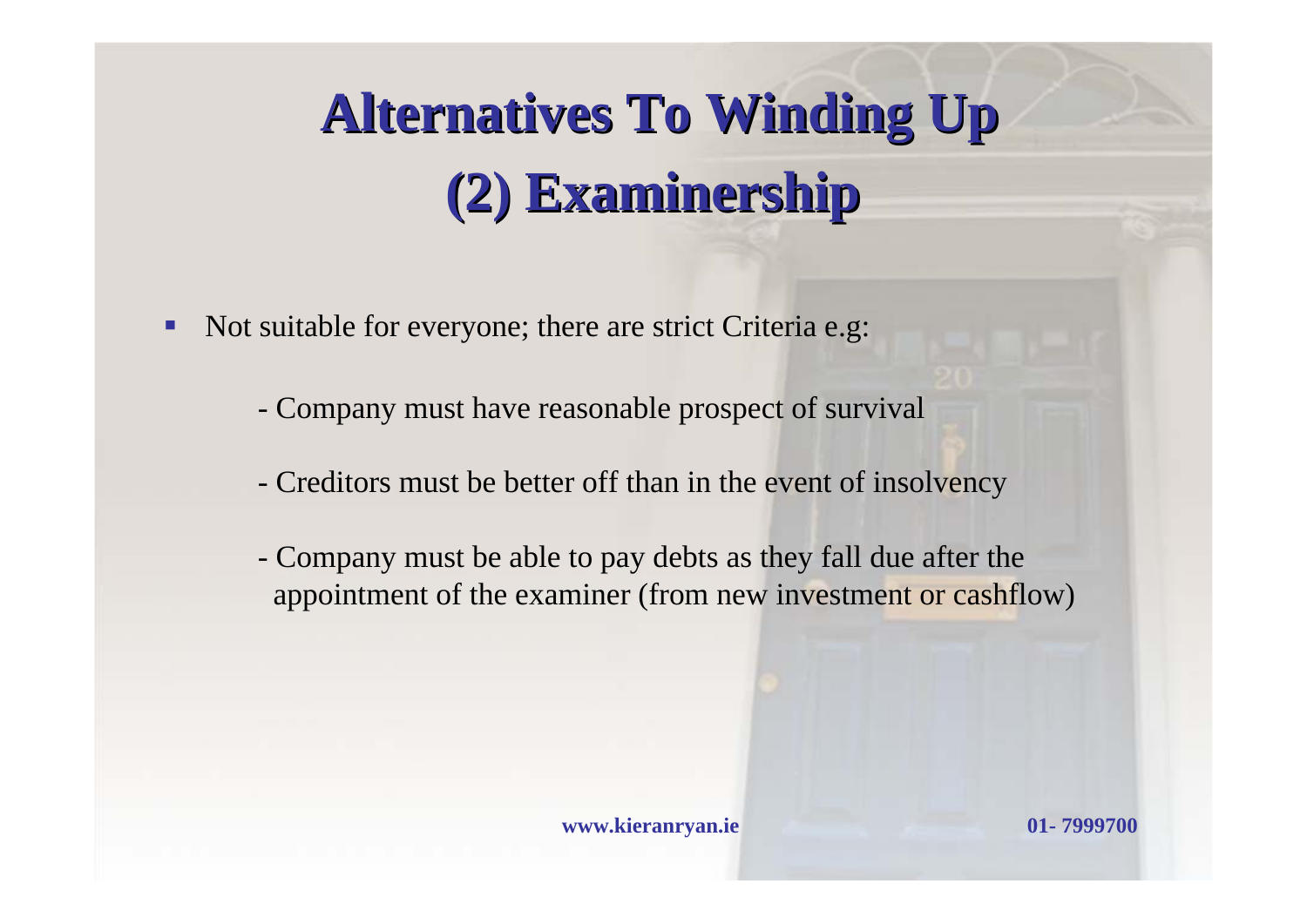# Alternatives To Winding Up
# (2) Examinership

- Not suitable for everyone; there are strict Criteria e.g:

  - Company must have reasonable prospect of survival

  - Creditors must be better off than in the event of insolvency

  - Company must be able to pay debts as they fall due after the appointment of the examiner (from new investment or cashflow)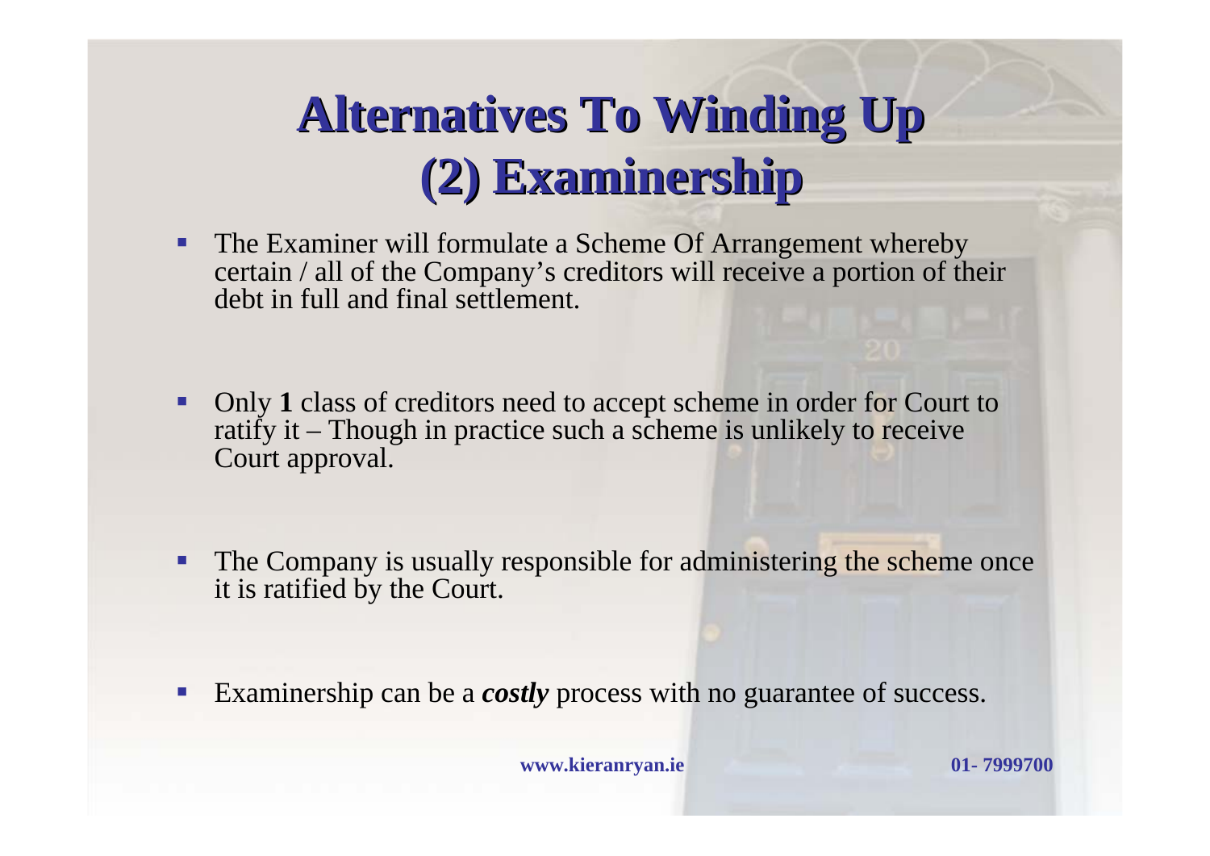# Alternatives To Winding Up
# (2) Examinership

- The Examiner will formulate a Scheme Of Arrangement whereby certain / all of the Company's creditors will receive a portion of their debt in full and final settlement.

- Only **1** class of creditors need to accept scheme in order for Court to ratify it – Though in practice such a scheme is unlikely to receive Court approval.

- The Company is usually responsible for administering the scheme once it is ratified by the Court.

- Examinership can be a ***costly*** process with no guarantee of success.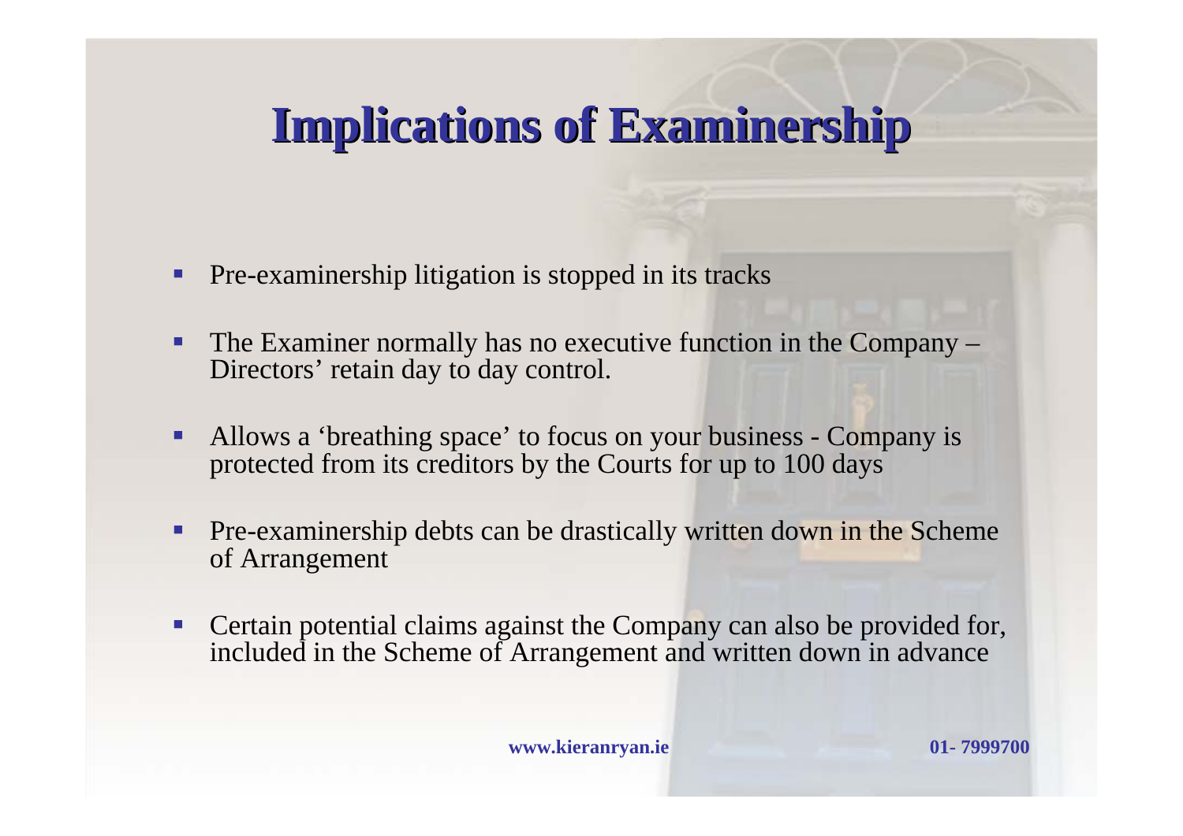# Implications of Examinership

- Pre-examinership litigation is stopped in its tracks
- The Examiner normally has no executive function in the Company – Directors' retain day to day control.
- Allows a 'breathing space' to focus on your business - Company is protected from its creditors by the Courts for up to 100 days
- Pre-examinership debts can be drastically written down in the Scheme of Arrangement
- Certain potential claims against the Company can also be provided for, included in the Scheme of Arrangement and written down in advance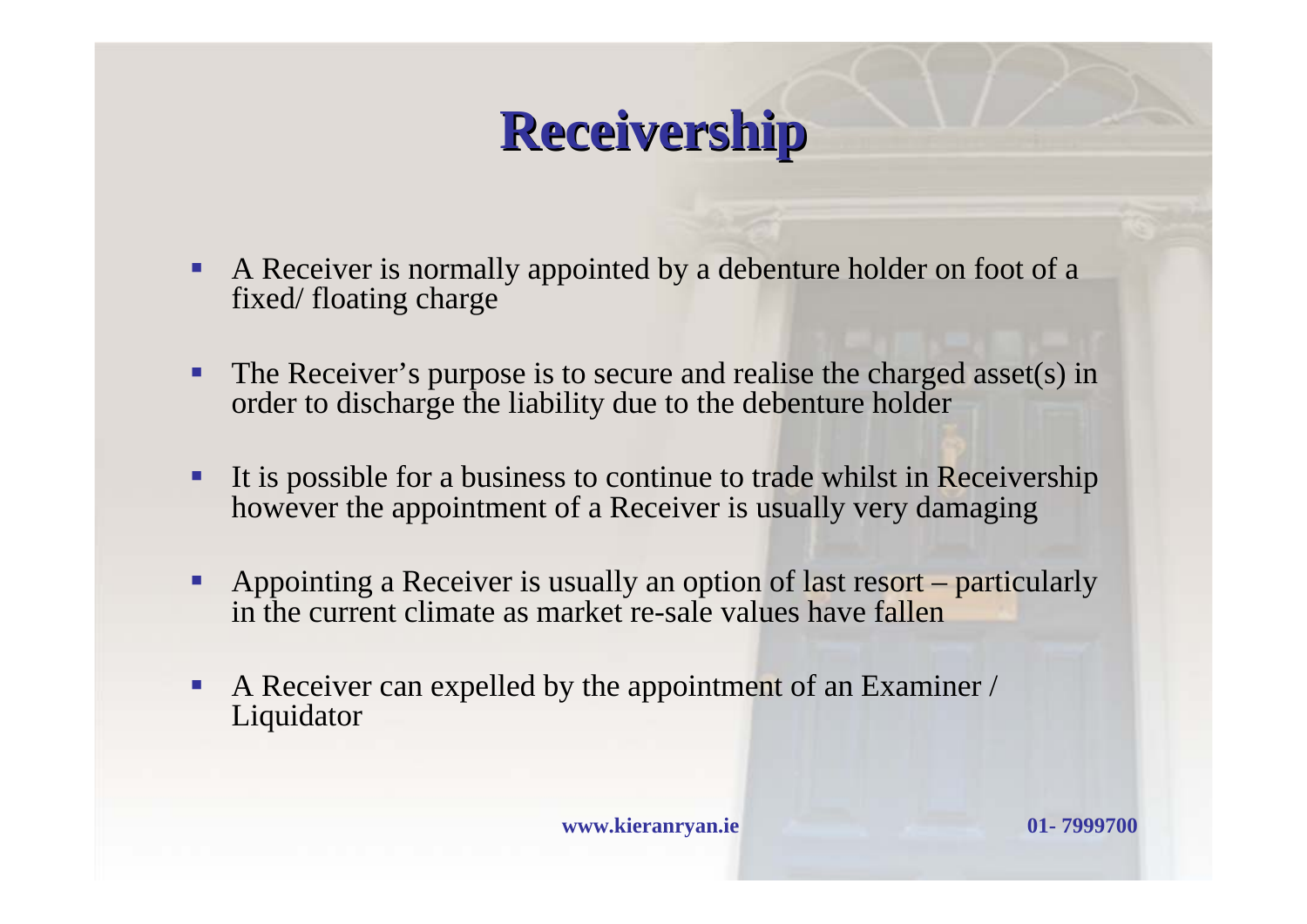# Receivership

- A Receiver is normally appointed by a debenture holder on foot of a fixed/ floating charge
- The Receiver's purpose is to secure and realise the charged asset(s) in order to discharge the liability due to the debenture holder
- It is possible for a business to continue to trade whilst in Receivership however the appointment of a Receiver is usually very damaging
- Appointing a Receiver is usually an option of last resort – particularly in the current climate as market re-sale values have fallen
- A Receiver can expelled by the appointment of an Examiner / Liquidator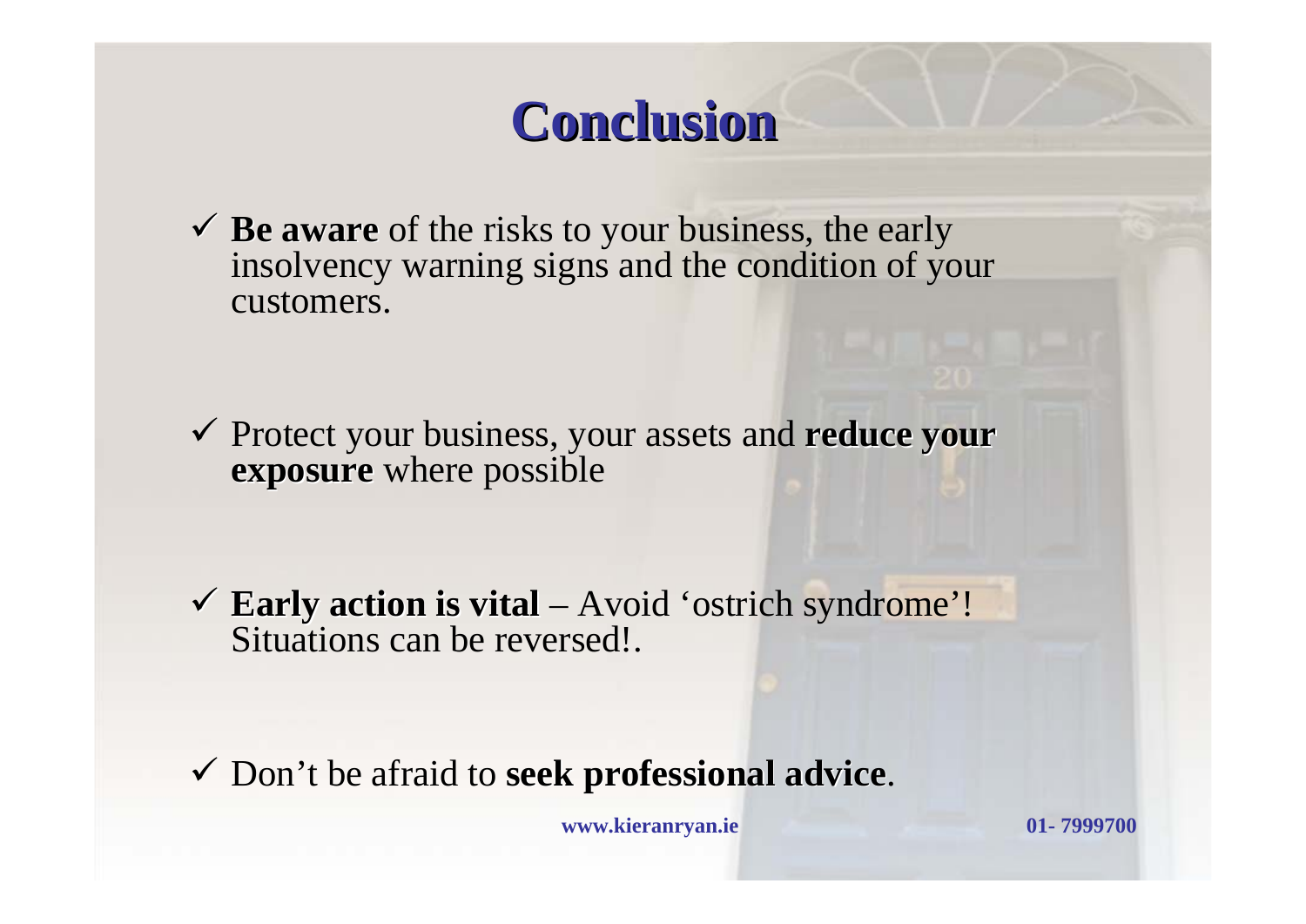# Conclusion

- ✓ **Be aware** of the risks to your business, the early insolvency warning signs and the condition of your customers.
- ✓ Protect your business, your assets and **reduce your exposure** where possible
- ✓ **Early action is vital** – Avoid 'ostrich syndrome'! Situations can be reversed!.
- ✓ Don't be afraid to **seek professional advice**.

**www.kieranryan.ie** **01- 7999700**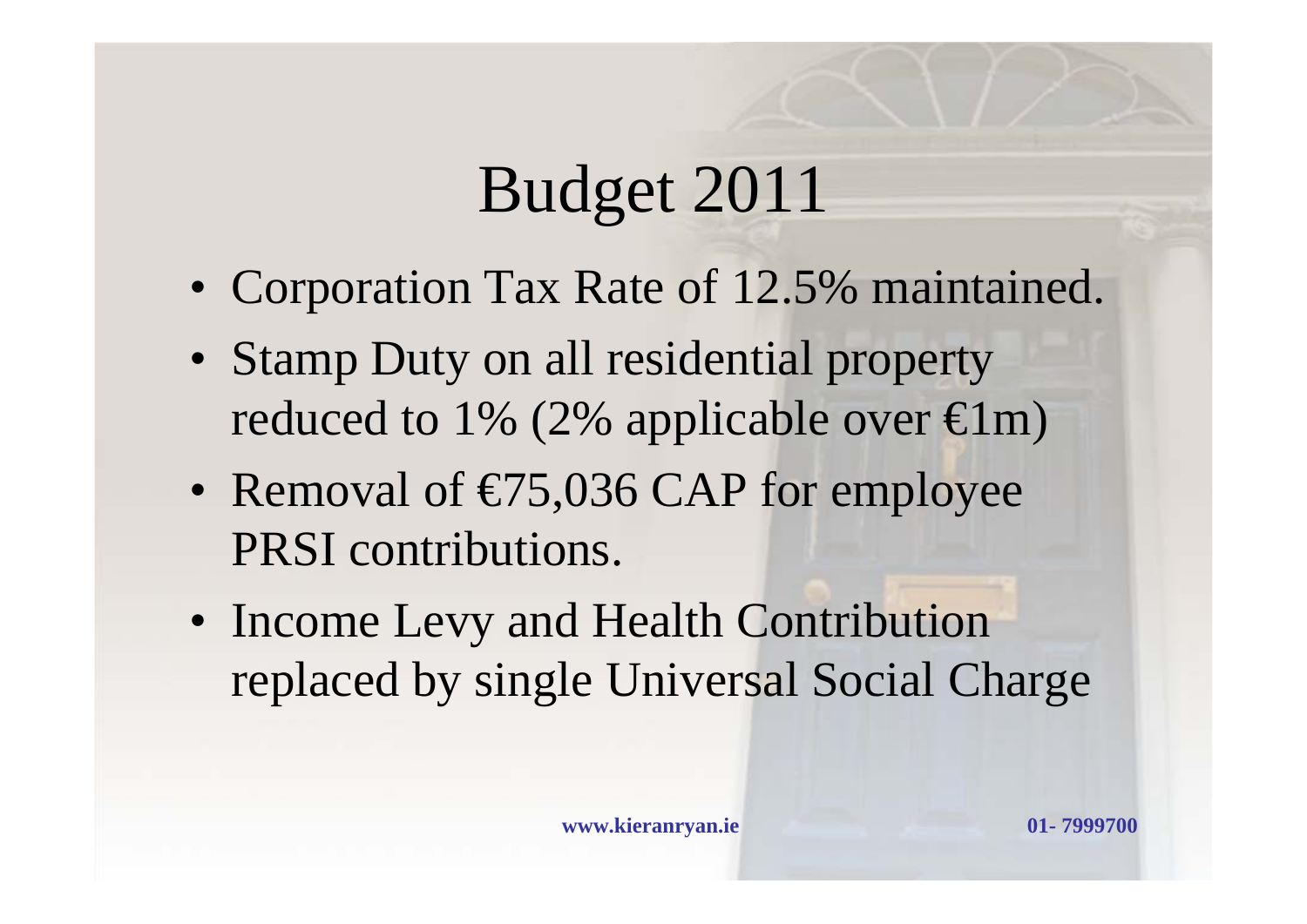# Budget 2011

- Corporation Tax Rate of 12.5% maintained.
- Stamp Duty on all residential property reduced to 1% (2% applicable over €1m)
- Removal of €75,036 CAP for employee PRSI contributions.
- Income Levy and Health Contribution replaced by single Universal Social Charge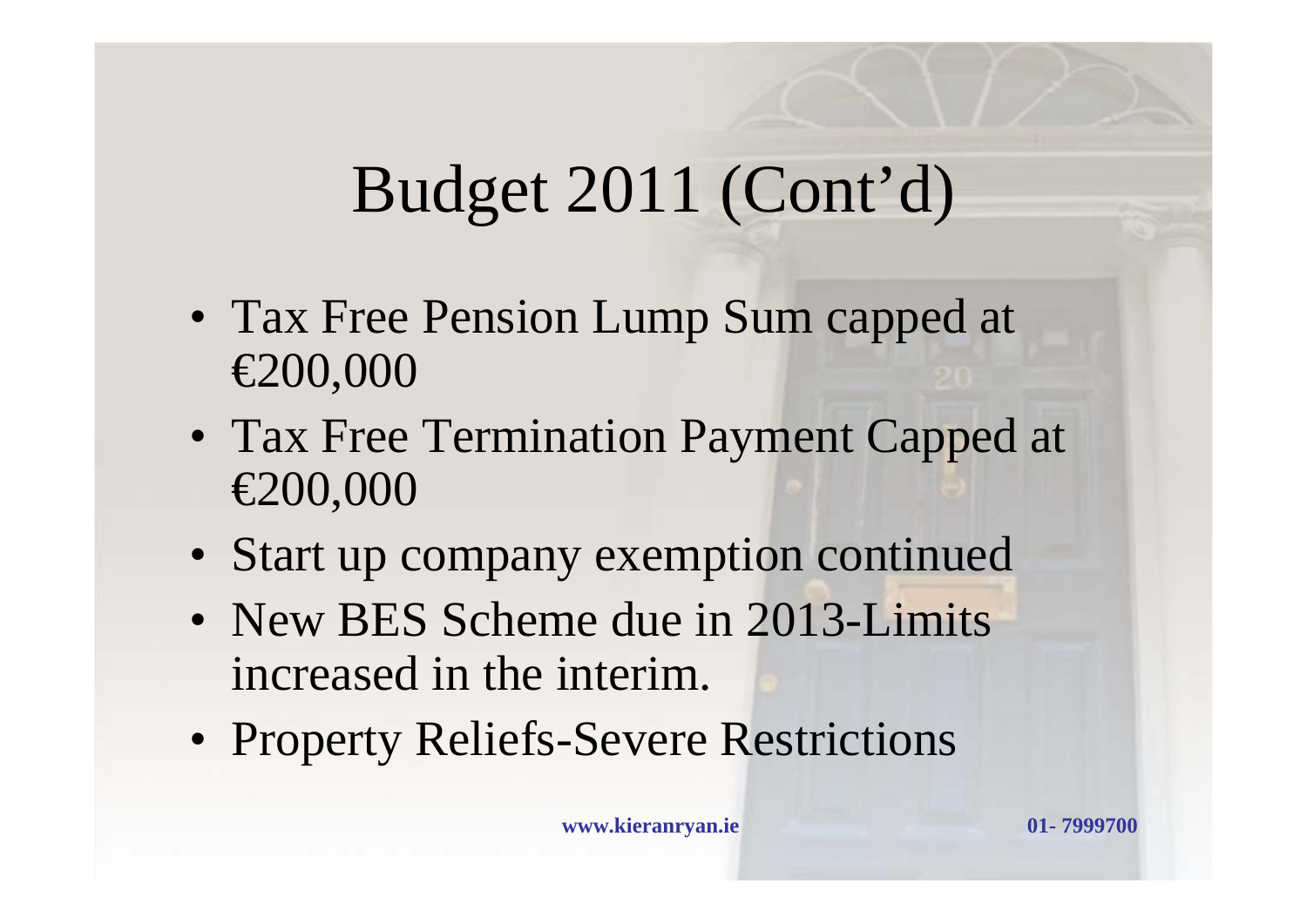# Budget 2011 (Cont'd)

- Tax Free Pension Lump Sum capped at €200,000
- Tax Free Termination Payment Capped at €200,000
- Start up company exemption continued
- New BES Scheme due in 2013-Limits increased in the interim.
- Property Reliefs-Severe Restrictions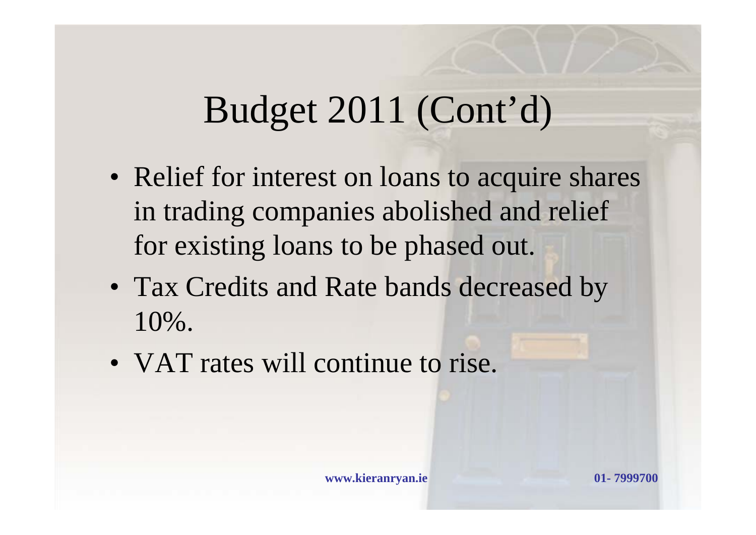# Budget 2011 (Cont'd)

- Relief for interest on loans to acquire shares in trading companies abolished and relief for existing loans to be phased out.
- Tax Credits and Rate bands decreased by 10%.
- VAT rates will continue to rise.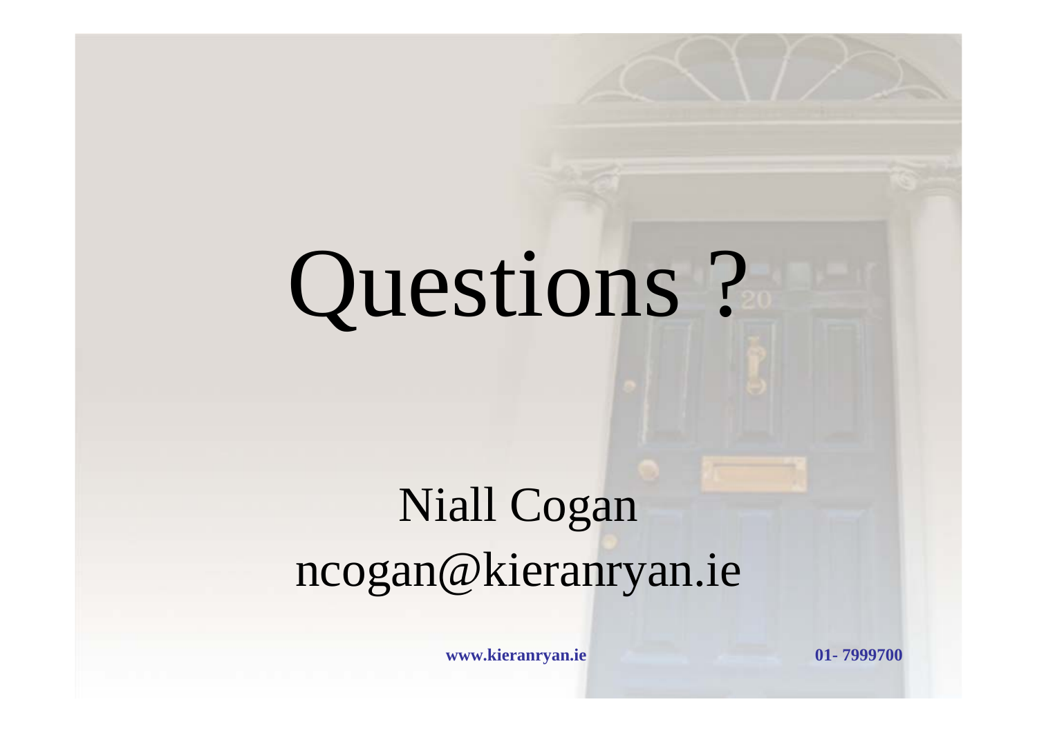# Questions ?

Niall Cogan

ncogan@kieranryan.ie

**www.kieranryan.ie** **01- 7999700**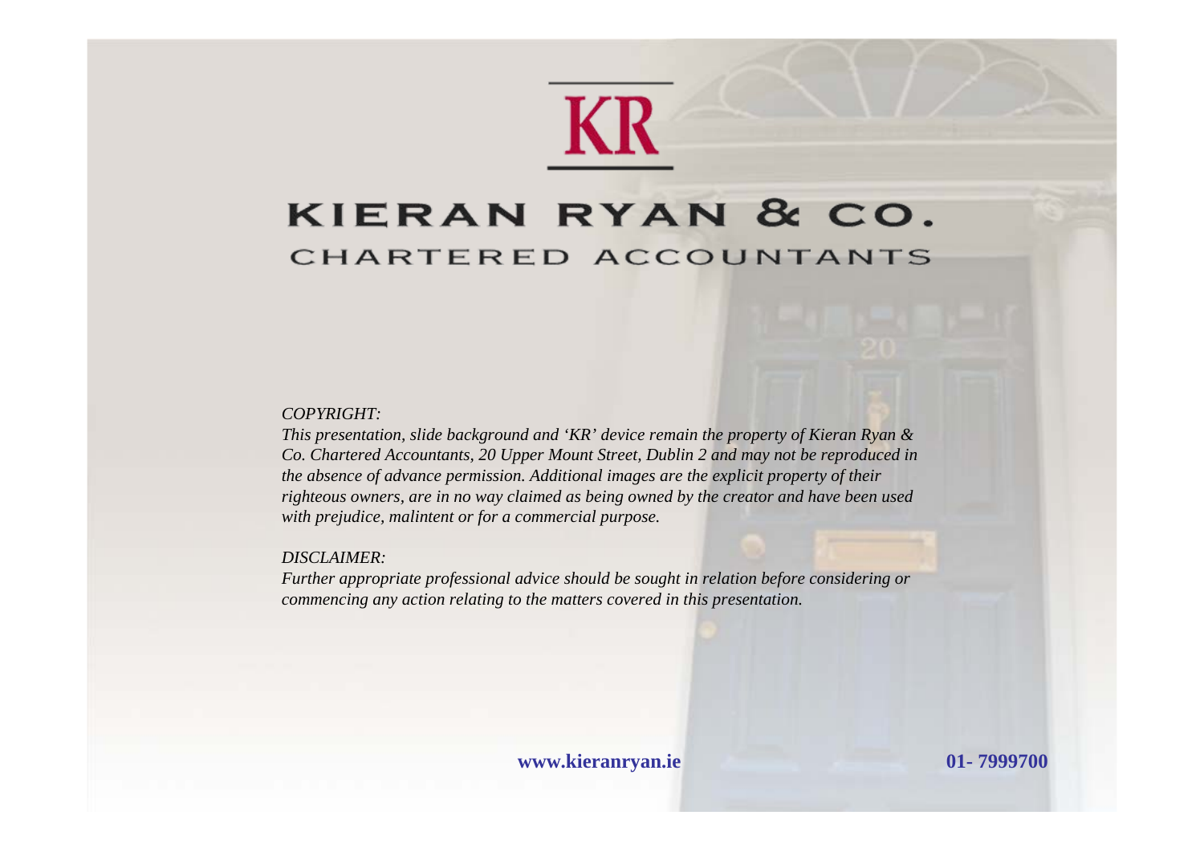KR

# KIERAN RYAN & CO.

## CHARTERED ACCOUNTANTS

*COPYRIGHT:*
*This presentation, slide background and 'KR' device remain the property of Kieran Ryan & Co. Chartered Accountants, 20 Upper Mount Street, Dublin 2 and may not be reproduced in the absence of advance permission. Additional images are the explicit property of their righteous owners, are in no way claimed as being owned by the creator and have been used with prejudice, malintent or for a commercial purpose.*

*DISCLAIMER:*
*Further appropriate professional advice should be sought in relation before considering or commencing any action relating to the matters covered in this presentation.*

**www.kieranryan.ie** **01- 7999700**